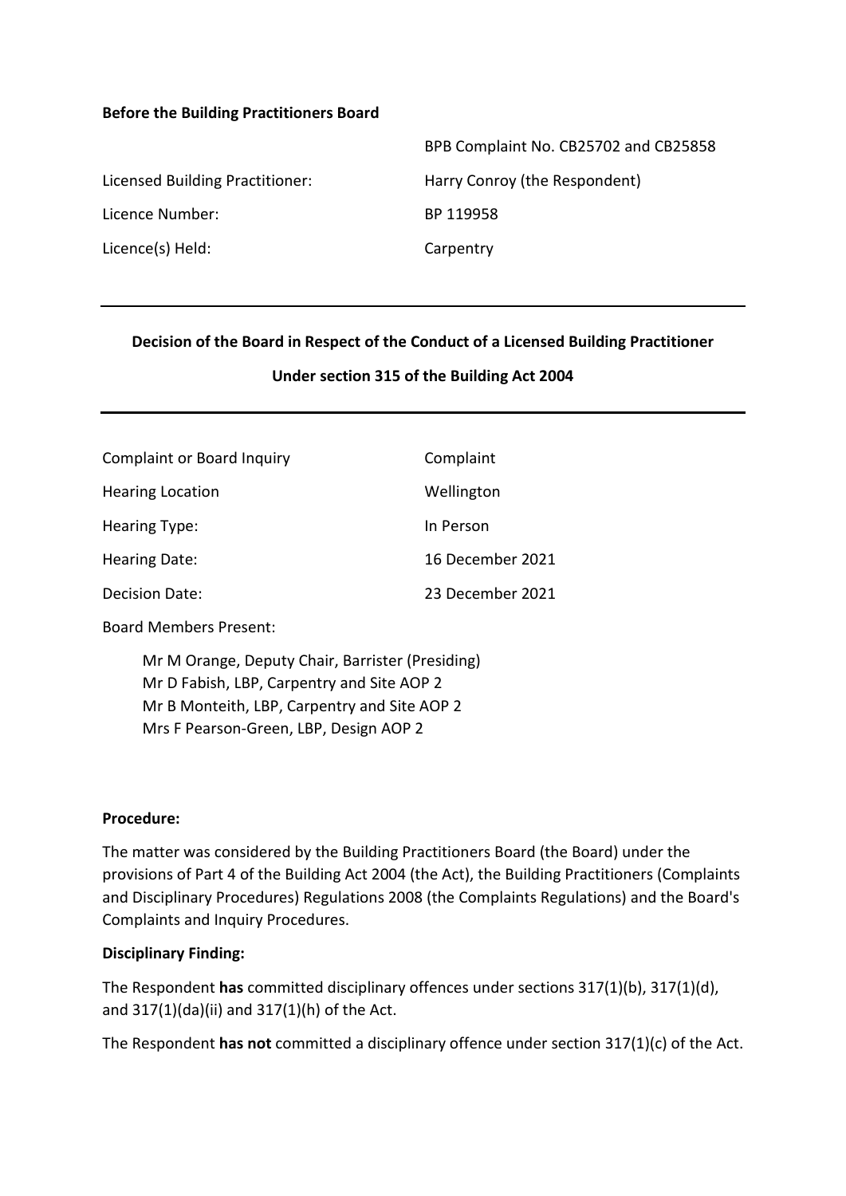**Before the Building Practitioners Board**

| | |
|---|---|
| | BPB Complaint No. CB25702 and CB25858 |
| Licensed Building Practitioner: | Harry Conroy (the Respondent) |
| Licence Number: | BP 119958 |
| Licence(s) Held: | Carpentry |

---

**Decision of the Board in Respect of the Conduct of a Licensed Building Practitioner**

**Under section 315 of the Building Act 2004**

---

| | |
|---|---|
| Complaint or Board Inquiry | Complaint |
| Hearing Location | Wellington |
| Hearing Type: | In Person |
| Hearing Date: | 16 December 2021 |
| Decision Date: | 23 December 2021 |

Board Members Present:

Mr M Orange, Deputy Chair, Barrister (Presiding)
Mr D Fabish, LBP, Carpentry and Site AOP 2
Mr B Monteith, LBP, Carpentry and Site AOP 2
Mrs F Pearson-Green, LBP, Design AOP 2

**Procedure:**

The matter was considered by the Building Practitioners Board (the Board) under the provisions of Part 4 of the Building Act 2004 (the Act), the Building Practitioners (Complaints and Disciplinary Procedures) Regulations 2008 (the Complaints Regulations) and the Board's Complaints and Inquiry Procedures.

**Disciplinary Finding:**

The Respondent **has** committed disciplinary offences under sections 317(1)(b), 317(1)(d), and 317(1)(da)(ii) and 317(1)(h) of the Act.

The Respondent **has not** committed a disciplinary offence under section 317(1)(c) of the Act.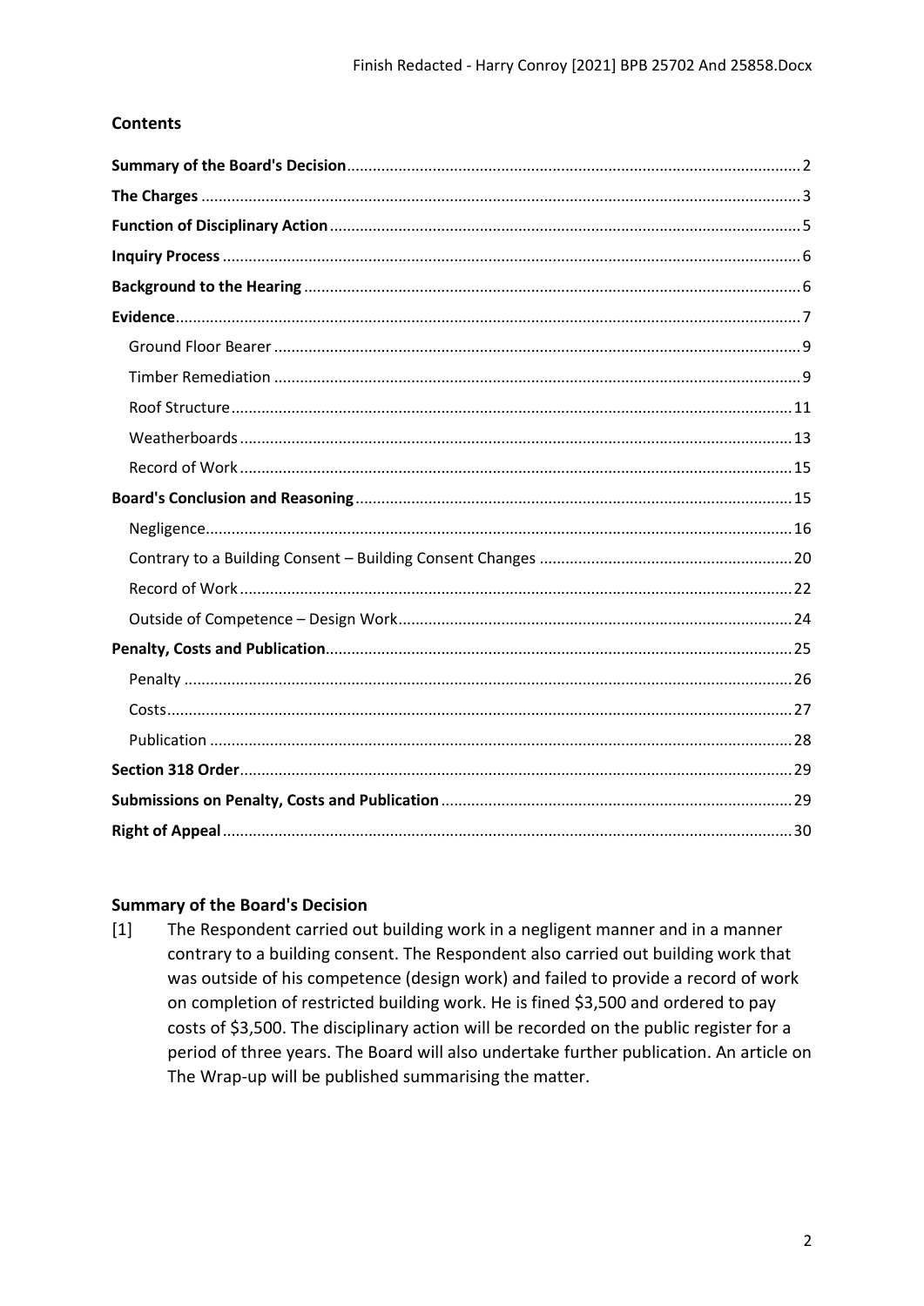## Contents

**Summary of the Board's Decision** ........ 2
**The Charges** ........ 3
**Function of Disciplinary Action** ........ 5
**Inquiry Process** ........ 6
**Background to the Hearing** ........ 6
**Evidence** ........ 7
- Ground Floor Bearer ........ 9
- Timber Remediation ........ 9
- Roof Structure ........ 11
- Weatherboards ........ 13
- Record of Work ........ 15

**Board's Conclusion and Reasoning** ........ 15
- Negligence ........ 16
- Contrary to a Building Consent – Building Consent Changes ........ 20
- Record of Work ........ 22
- Outside of Competence – Design Work ........ 24

**Penalty, Costs and Publication** ........ 25
- Penalty ........ 26
- Costs ........ 27
- Publication ........ 28

**Section 318 Order** ........ 29
**Submissions on Penalty, Costs and Publication** ........ 29
**Right of Appeal** ........ 30

## Summary of the Board's Decision

[1] The Respondent carried out building work in a negligent manner and in a manner contrary to a building consent. The Respondent also carried out building work that was outside of his competence (design work) and failed to provide a record of work on completion of restricted building work. He is fined $3,500 and ordered to pay costs of $3,500. The disciplinary action will be recorded on the public register for a period of three years. The Board will also undertake further publication. An article on The Wrap-up will be published summarising the matter.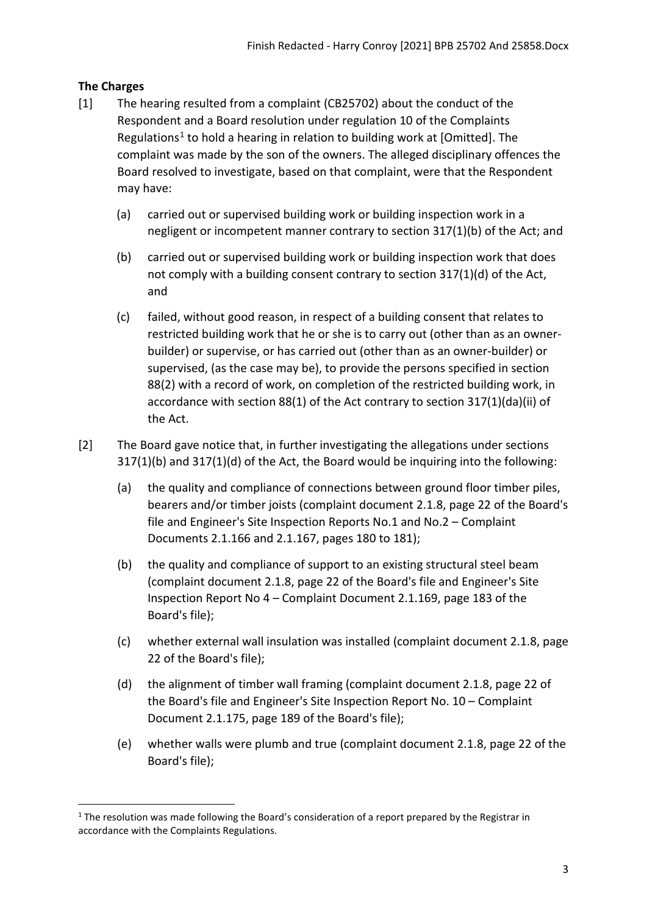## The Charges

[1] The hearing resulted from a complaint (CB25702) about the conduct of the Respondent and a Board resolution under regulation 10 of the Complaints Regulations[1] to hold a hearing in relation to building work at [Omitted]. The complaint was made by the son of the owners. The alleged disciplinary offences the Board resolved to investigate, based on that complaint, were that the Respondent may have:

(a) carried out or supervised building work or building inspection work in a negligent or incompetent manner contrary to section 317(1)(b) of the Act; and

(b) carried out or supervised building work or building inspection work that does not comply with a building consent contrary to section 317(1)(d) of the Act, and

(c) failed, without good reason, in respect of a building consent that relates to restricted building work that he or she is to carry out (other than as an owner-builder) or supervise, or has carried out (other than as an owner-builder) or supervised, (as the case may be), to provide the persons specified in section 88(2) with a record of work, on completion of the restricted building work, in accordance with section 88(1) of the Act contrary to section 317(1)(da)(ii) of the Act.

[2] The Board gave notice that, in further investigating the allegations under sections 317(1)(b) and 317(1)(d) of the Act, the Board would be inquiring into the following:

(a) the quality and compliance of connections between ground floor timber piles, bearers and/or timber joists (complaint document 2.1.8, page 22 of the Board's file and Engineer's Site Inspection Reports No.1 and No.2 – Complaint Documents 2.1.166 and 2.1.167, pages 180 to 181);

(b) the quality and compliance of support to an existing structural steel beam (complaint document 2.1.8, page 22 of the Board's file and Engineer's Site Inspection Report No 4 – Complaint Document 2.1.169, page 183 of the Board's file);

(c) whether external wall insulation was installed (complaint document 2.1.8, page 22 of the Board's file);

(d) the alignment of timber wall framing (complaint document 2.1.8, page 22 of the Board's file and Engineer's Site Inspection Report No. 10 – Complaint Document 2.1.175, page 189 of the Board's file);

(e) whether walls were plumb and true (complaint document 2.1.8, page 22 of the Board's file);

[1] The resolution was made following the Board's consideration of a report prepared by the Registrar in accordance with the Complaints Regulations.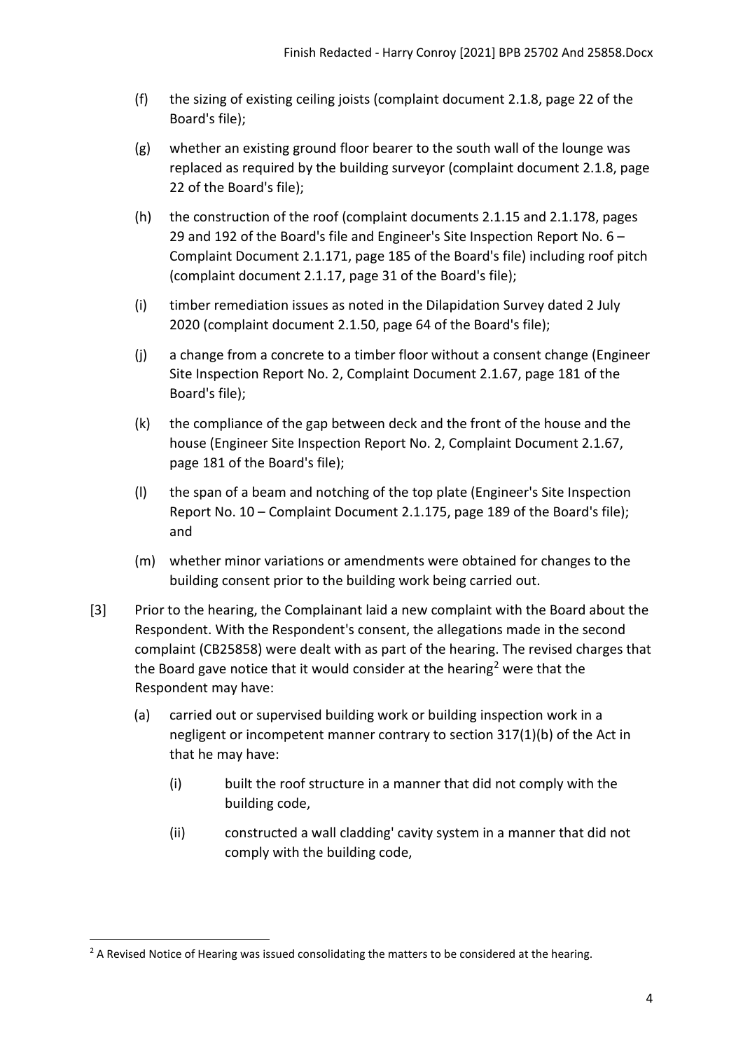(f) the sizing of existing ceiling joists (complaint document 2.1.8, page 22 of the Board's file);

(g) whether an existing ground floor bearer to the south wall of the lounge was replaced as required by the building surveyor (complaint document 2.1.8, page 22 of the Board's file);

(h) the construction of the roof (complaint documents 2.1.15 and 2.1.178, pages 29 and 192 of the Board's file and Engineer's Site Inspection Report No. 6 – Complaint Document 2.1.171, page 185 of the Board's file) including roof pitch (complaint document 2.1.17, page 31 of the Board's file);

(i) timber remediation issues as noted in the Dilapidation Survey dated 2 July 2020 (complaint document 2.1.50, page 64 of the Board's file);

(j) a change from a concrete to a timber floor without a consent change (Engineer Site Inspection Report No. 2, Complaint Document 2.1.67, page 181 of the Board's file);

(k) the compliance of the gap between deck and the front of the house and the house (Engineer Site Inspection Report No. 2, Complaint Document 2.1.67, page 181 of the Board's file);

(l) the span of a beam and notching of the top plate (Engineer's Site Inspection Report No. 10 – Complaint Document 2.1.175, page 189 of the Board's file); and

(m) whether minor variations or amendments were obtained for changes to the building consent prior to the building work being carried out.

[3] Prior to the hearing, the Complainant laid a new complaint with the Board about the Respondent. With the Respondent's consent, the allegations made in the second complaint (CB25858) were dealt with as part of the hearing. The revised charges that the Board gave notice that it would consider at the hearing[2] were that the Respondent may have:

(a) carried out or supervised building work or building inspection work in a negligent or incompetent manner contrary to section 317(1)(b) of the Act in that he may have:

(i) built the roof structure in a manner that did not comply with the building code,

(ii) constructed a wall cladding' cavity system in a manner that did not comply with the building code,

[2] A Revised Notice of Hearing was issued consolidating the matters to be considered at the hearing.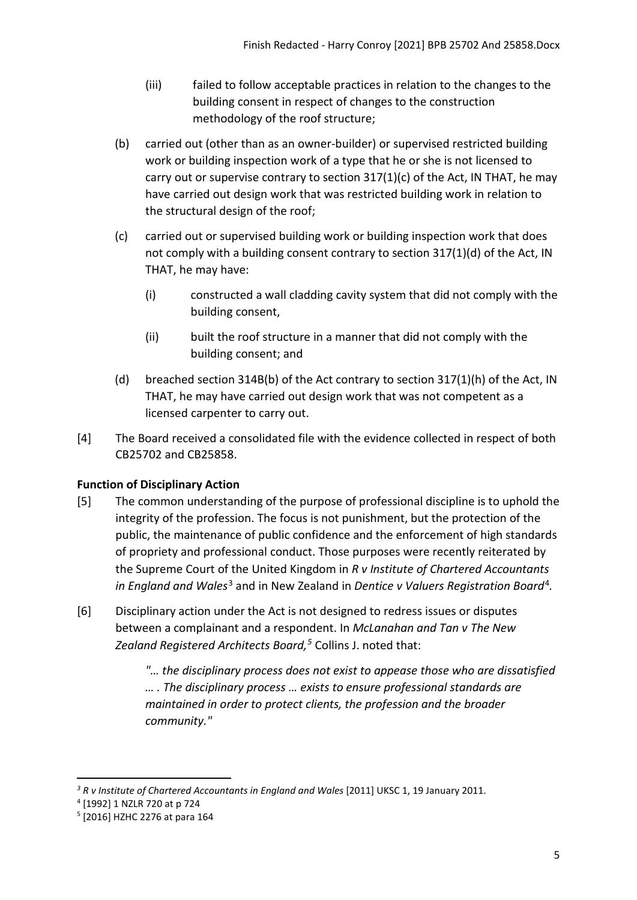(iii) failed to follow acceptable practices in relation to the changes to the building consent in respect of changes to the construction methodology of the roof structure;

(b) carried out (other than as an owner-builder) or supervised restricted building work or building inspection work of a type that he or she is not licensed to carry out or supervise contrary to section 317(1)(c) of the Act, IN THAT, he may have carried out design work that was restricted building work in relation to the structural design of the roof;

(c) carried out or supervised building work or building inspection work that does not comply with a building consent contrary to section 317(1)(d) of the Act, IN THAT, he may have:

(i) constructed a wall cladding cavity system that did not comply with the building consent,

(ii) built the roof structure in a manner that did not comply with the building consent; and

(d) breached section 314B(b) of the Act contrary to section 317(1)(h) of the Act, IN THAT, he may have carried out design work that was not competent as a licensed carpenter to carry out.

[4] The Board received a consolidated file with the evidence collected in respect of both CB25702 and CB25858.

## Function of Disciplinary Action

[5] The common understanding of the purpose of professional discipline is to uphold the integrity of the profession. The focus is not punishment, but the protection of the public, the maintenance of public confidence and the enforcement of high standards of propriety and professional conduct. Those purposes were recently reiterated by the Supreme Court of the United Kingdom in *R v Institute of Chartered Accountants in England and Wales*[3] and in New Zealand in *Dentice v Valuers Registration Board*[4].

[6] Disciplinary action under the Act is not designed to redress issues or disputes between a complainant and a respondent. In *McLanahan and Tan v The New Zealand Registered Architects Board,*[5] Collins J. noted that:

> *"… the disciplinary process does not exist to appease those who are dissatisfied … . The disciplinary process … exists to ensure professional standards are maintained in order to protect clients, the profession and the broader community."*

---

[3] *R v Institute of Chartered Accountants in England and Wales* [2011] UKSC 1, 19 January 2011.

[4] [1992] 1 NZLR 720 at p 724

[5] [2016] HZHC 2276 at para 164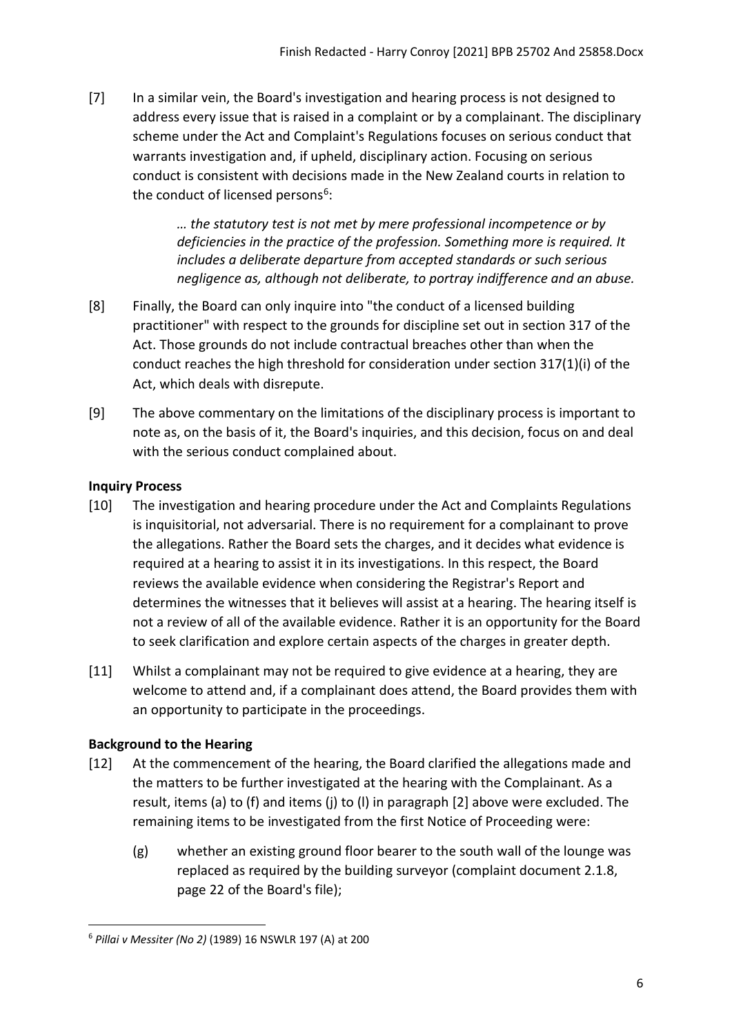[7] In a similar vein, the Board's investigation and hearing process is not designed to address every issue that is raised in a complaint or by a complainant. The disciplinary scheme under the Act and Complaint's Regulations focuses on serious conduct that warrants investigation and, if upheld, disciplinary action. Focusing on serious conduct is consistent with decisions made in the New Zealand courts in relation to the conduct of licensed persons[6]:

> *… the statutory test is not met by mere professional incompetence or by deficiencies in the practice of the profession. Something more is required. It includes a deliberate departure from accepted standards or such serious negligence as, although not deliberate, to portray indifference and an abuse.*

[8] Finally, the Board can only inquire into "the conduct of a licensed building practitioner" with respect to the grounds for discipline set out in section 317 of the Act. Those grounds do not include contractual breaches other than when the conduct reaches the high threshold for consideration under section 317(1)(i) of the Act, which deals with disrepute.

[9] The above commentary on the limitations of the disciplinary process is important to note as, on the basis of it, the Board's inquiries, and this decision, focus on and deal with the serious conduct complained about.

## Inquiry Process

[10] The investigation and hearing procedure under the Act and Complaints Regulations is inquisitorial, not adversarial. There is no requirement for a complainant to prove the allegations. Rather the Board sets the charges, and it decides what evidence is required at a hearing to assist it in its investigations. In this respect, the Board reviews the available evidence when considering the Registrar's Report and determines the witnesses that it believes will assist at a hearing. The hearing itself is not a review of all of the available evidence. Rather it is an opportunity for the Board to seek clarification and explore certain aspects of the charges in greater depth.

[11] Whilst a complainant may not be required to give evidence at a hearing, they are welcome to attend and, if a complainant does attend, the Board provides them with an opportunity to participate in the proceedings.

## Background to the Hearing

[12] At the commencement of the hearing, the Board clarified the allegations made and the matters to be further investigated at the hearing with the Complainant. As a result, items (a) to (f) and items (j) to (l) in paragraph [2] above were excluded. The remaining items to be investigated from the first Notice of Proceeding were:

(g) whether an existing ground floor bearer to the south wall of the lounge was replaced as required by the building surveyor (complaint document 2.1.8, page 22 of the Board's file);

---

[6] *Pillai v Messiter (No 2)* (1989) 16 NSWLR 197 (A) at 200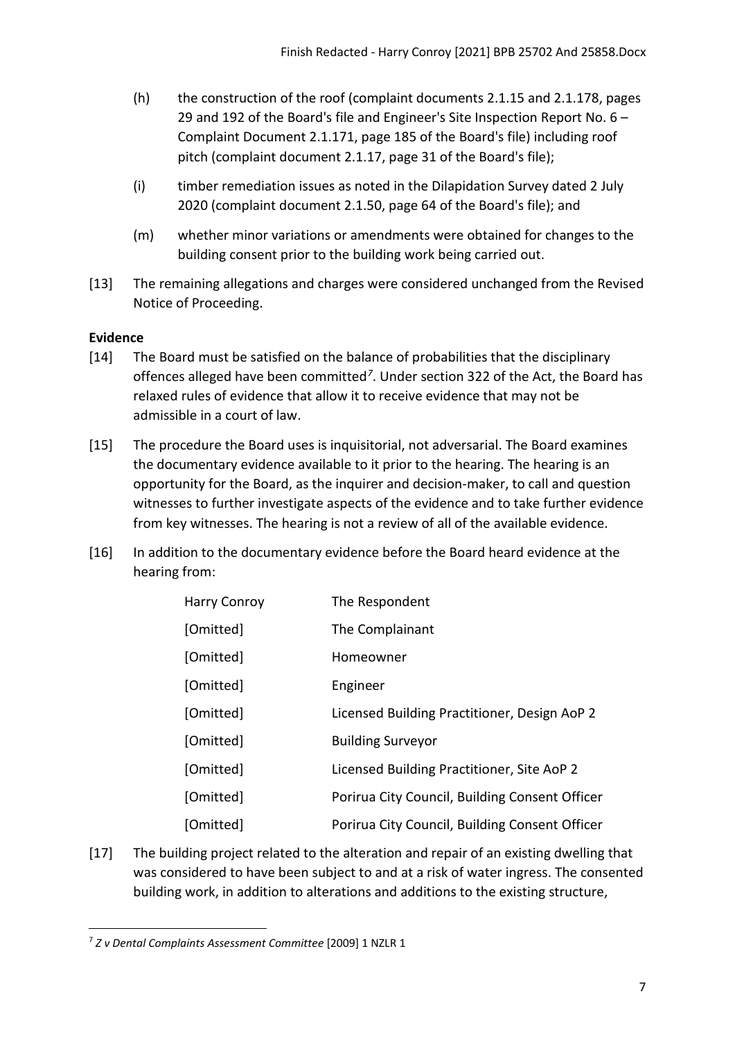(h) the construction of the roof (complaint documents 2.1.15 and 2.1.178, pages 29 and 192 of the Board's file and Engineer's Site Inspection Report No. 6 – Complaint Document 2.1.171, page 185 of the Board's file) including roof pitch (complaint document 2.1.17, page 31 of the Board's file);

(i) timber remediation issues as noted in the Dilapidation Survey dated 2 July 2020 (complaint document 2.1.50, page 64 of the Board's file); and

(m) whether minor variations or amendments were obtained for changes to the building consent prior to the building work being carried out.

[13] The remaining allegations and charges were considered unchanged from the Revised Notice of Proceeding.

**Evidence**

[14] The Board must be satisfied on the balance of probabilities that the disciplinary offences alleged have been committed[7]. Under section 322 of the Act, the Board has relaxed rules of evidence that allow it to receive evidence that may not be admissible in a court of law.

[15] The procedure the Board uses is inquisitorial, not adversarial. The Board examines the documentary evidence available to it prior to the hearing. The hearing is an opportunity for the Board, as the inquirer and decision-maker, to call and question witnesses to further investigate aspects of the evidence and to take further evidence from key witnesses. The hearing is not a review of all of the available evidence.

[16] In addition to the documentary evidence before the Board heard evidence at the hearing from:

| | |
|---|---|
| Harry Conroy | The Respondent |
| [Omitted] | The Complainant |
| [Omitted] | Homeowner |
| [Omitted] | Engineer |
| [Omitted] | Licensed Building Practitioner, Design AoP 2 |
| [Omitted] | Building Surveyor |
| [Omitted] | Licensed Building Practitioner, Site AoP 2 |
| [Omitted] | Porirua City Council, Building Consent Officer |
| [Omitted] | Porirua City Council, Building Consent Officer |

[17] The building project related to the alteration and repair of an existing dwelling that was considered to have been subject to and at a risk of water ingress. The consented building work, in addition to alterations and additions to the existing structure,

[7] *Z v Dental Complaints Assessment Committee* [2009] 1 NZLR 1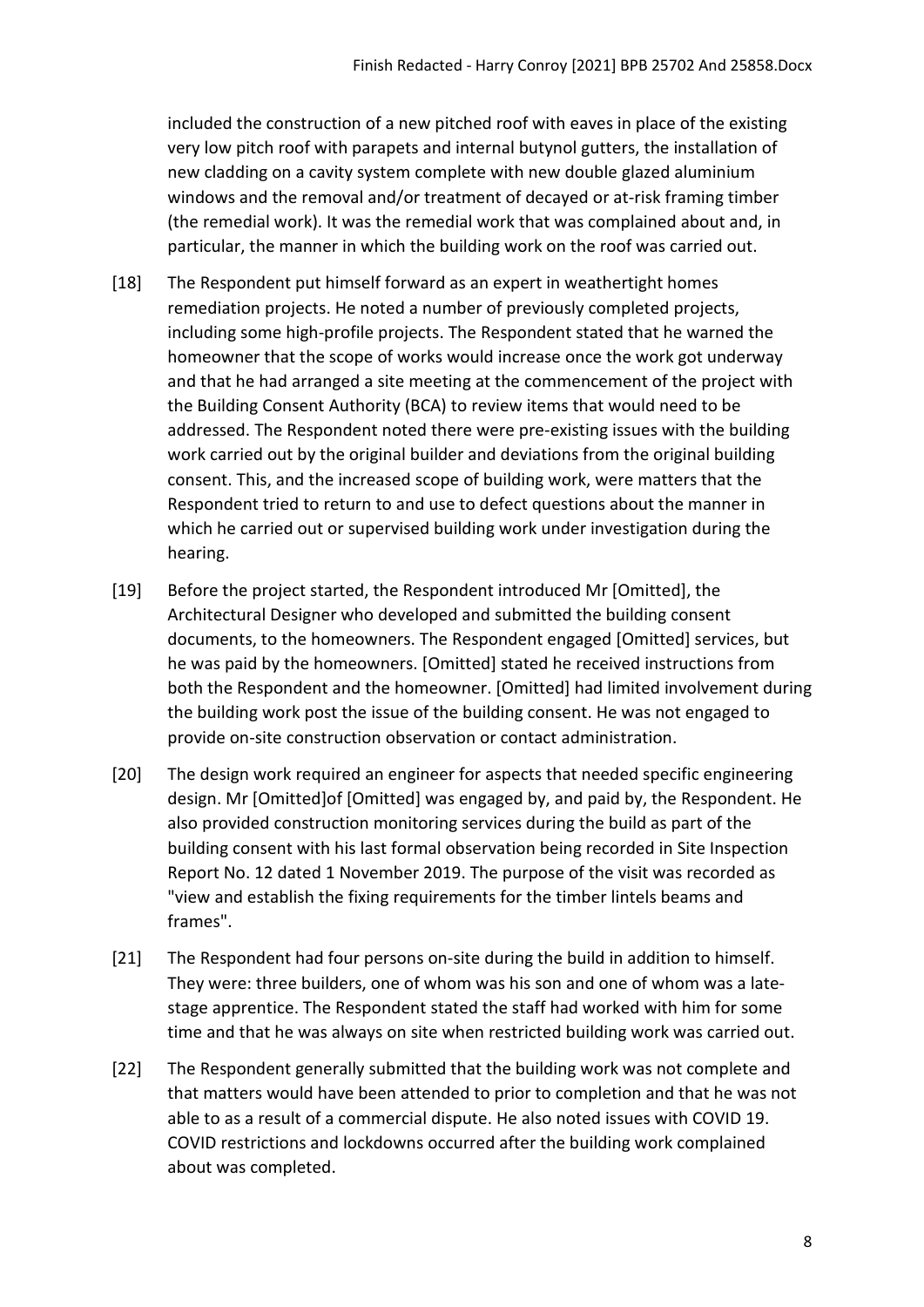included the construction of a new pitched roof with eaves in place of the existing very low pitch roof with parapets and internal butynol gutters, the installation of new cladding on a cavity system complete with new double glazed aluminium windows and the removal and/or treatment of decayed or at-risk framing timber (the remedial work). It was the remedial work that was complained about and, in particular, the manner in which the building work on the roof was carried out.

[18] The Respondent put himself forward as an expert in weathertight homes remediation projects. He noted a number of previously completed projects, including some high-profile projects. The Respondent stated that he warned the homeowner that the scope of works would increase once the work got underway and that he had arranged a site meeting at the commencement of the project with the Building Consent Authority (BCA) to review items that would need to be addressed. The Respondent noted there were pre-existing issues with the building work carried out by the original builder and deviations from the original building consent. This, and the increased scope of building work, were matters that the Respondent tried to return to and use to defect questions about the manner in which he carried out or supervised building work under investigation during the hearing.

[19] Before the project started, the Respondent introduced Mr [Omitted], the Architectural Designer who developed and submitted the building consent documents, to the homeowners. The Respondent engaged [Omitted] services, but he was paid by the homeowners. [Omitted] stated he received instructions from both the Respondent and the homeowner. [Omitted] had limited involvement during the building work post the issue of the building consent. He was not engaged to provide on-site construction observation or contact administration.

[20] The design work required an engineer for aspects that needed specific engineering design. Mr [Omitted]of [Omitted] was engaged by, and paid by, the Respondent. He also provided construction monitoring services during the build as part of the building consent with his last formal observation being recorded in Site Inspection Report No. 12 dated 1 November 2019. The purpose of the visit was recorded as "view and establish the fixing requirements for the timber lintels beams and frames".

[21] The Respondent had four persons on-site during the build in addition to himself. They were: three builders, one of whom was his son and one of whom was a late-stage apprentice. The Respondent stated the staff had worked with him for some time and that he was always on site when restricted building work was carried out.

[22] The Respondent generally submitted that the building work was not complete and that matters would have been attended to prior to completion and that he was not able to as a result of a commercial dispute. He also noted issues with COVID 19. COVID restrictions and lockdowns occurred after the building work complained about was completed.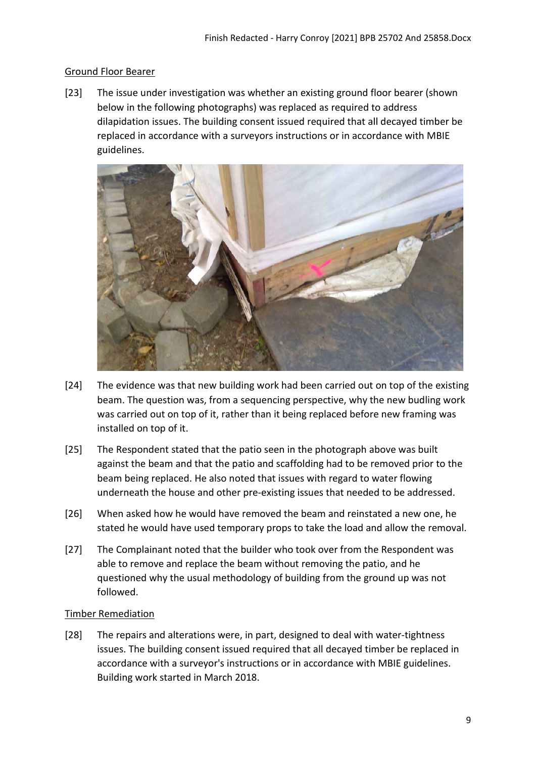Ground Floor Bearer

[23] The issue under investigation was whether an existing ground floor bearer (shown below in the following photographs) was replaced as required to address dilapidation issues. The building consent issued required that all decayed timber be replaced in accordance with a surveyors instructions or in accordance with MBIE guidelines.

[24] The evidence was that new building work had been carried out on top of the existing beam. The question was, from a sequencing perspective, why the new budling work was carried out on top of it, rather than it being replaced before new framing was installed on top of it.

[25] The Respondent stated that the patio seen in the photograph above was built against the beam and that the patio and scaffolding had to be removed prior to the beam being replaced. He also noted that issues with regard to water flowing underneath the house and other pre-existing issues that needed to be addressed.

[26] When asked how he would have removed the beam and reinstated a new one, he stated he would have used temporary props to take the load and allow the removal.

[27] The Complainant noted that the builder who took over from the Respondent was able to remove and replace the beam without removing the patio, and he questioned why the usual methodology of building from the ground up was not followed.

Timber Remediation

[28] The repairs and alterations were, in part, designed to deal with water-tightness issues. The building consent issued required that all decayed timber be replaced in accordance with a surveyor's instructions or in accordance with MBIE guidelines. Building work started in March 2018.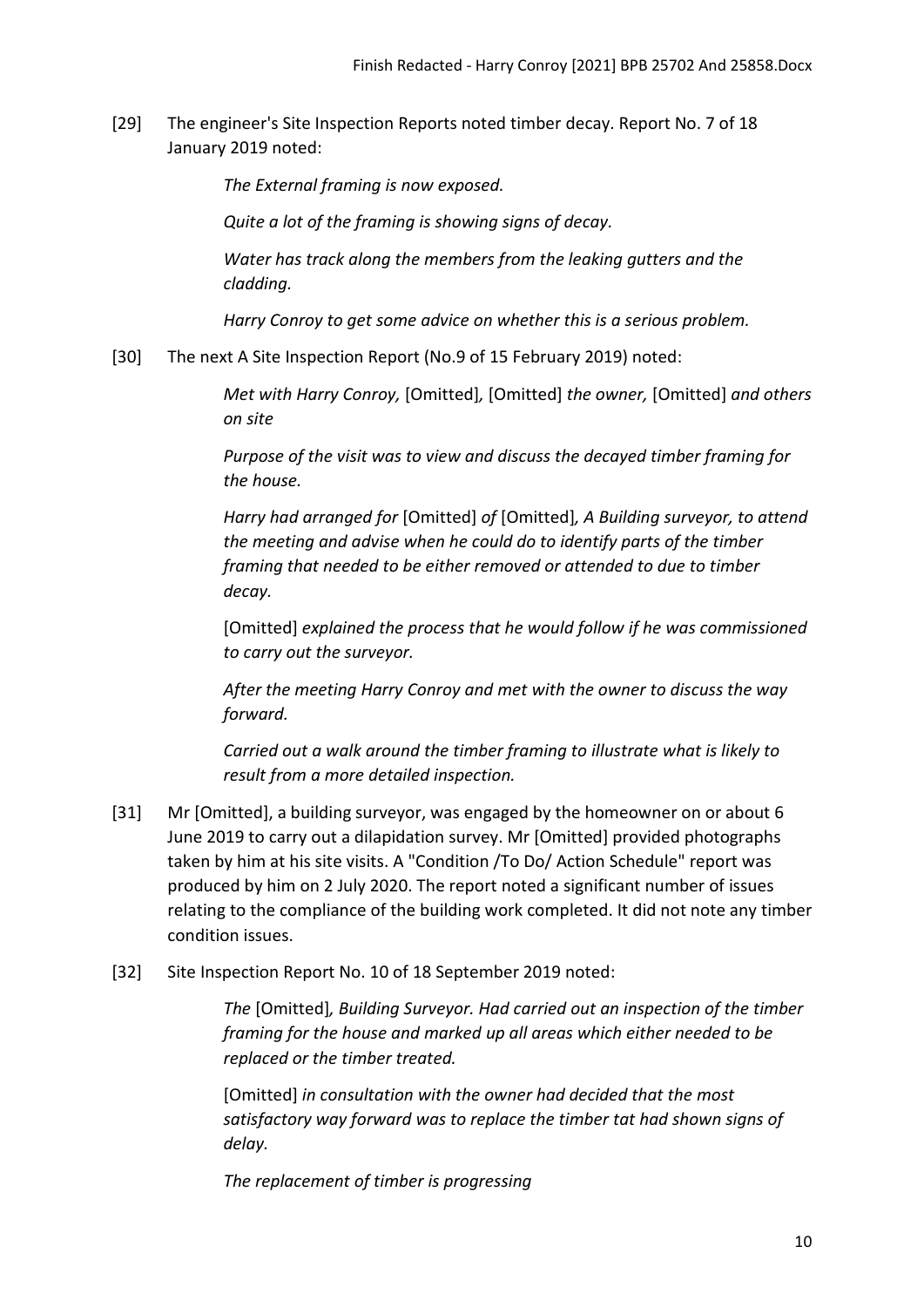[29] The engineer's Site Inspection Reports noted timber decay. Report No. 7 of 18 January 2019 noted:

> *The External framing is now exposed.*
>
> *Quite a lot of the framing is showing signs of decay.*
>
> *Water has track along the members from the leaking gutters and the cladding.*
>
> *Harry Conroy to get some advice on whether this is a serious problem.*

[30] The next A Site Inspection Report (No.9 of 15 February 2019) noted:

> *Met with Harry Conroy,* [Omitted]*,* [Omitted] *the owner,* [Omitted] *and others on site*
>
> *Purpose of the visit was to view and discuss the decayed timber framing for the house.*
>
> *Harry had arranged for* [Omitted] *of* [Omitted]*, A Building surveyor, to attend the meeting and advise when he could do to identify parts of the timber framing that needed to be either removed or attended to due to timber decay.*
>
> [Omitted] *explained the process that he would follow if he was commissioned to carry out the surveyor.*
>
> *After the meeting Harry Conroy and met with the owner to discuss the way forward.*
>
> *Carried out a walk around the timber framing to illustrate what is likely to result from a more detailed inspection.*

[31] Mr [Omitted], a building surveyor, was engaged by the homeowner on or about 6 June 2019 to carry out a dilapidation survey. Mr [Omitted] provided photographs taken by him at his site visits. A "Condition /To Do/ Action Schedule" report was produced by him on 2 July 2020. The report noted a significant number of issues relating to the compliance of the building work completed. It did not note any timber condition issues.

[32] Site Inspection Report No. 10 of 18 September 2019 noted:

> *The* [Omitted]*, Building Surveyor. Had carried out an inspection of the timber framing for the house and marked up all areas which either needed to be replaced or the timber treated.*
>
> [Omitted] *in consultation with the owner had decided that the most satisfactory way forward was to replace the timber tat had shown signs of delay.*
>
> *The replacement of timber is progressing*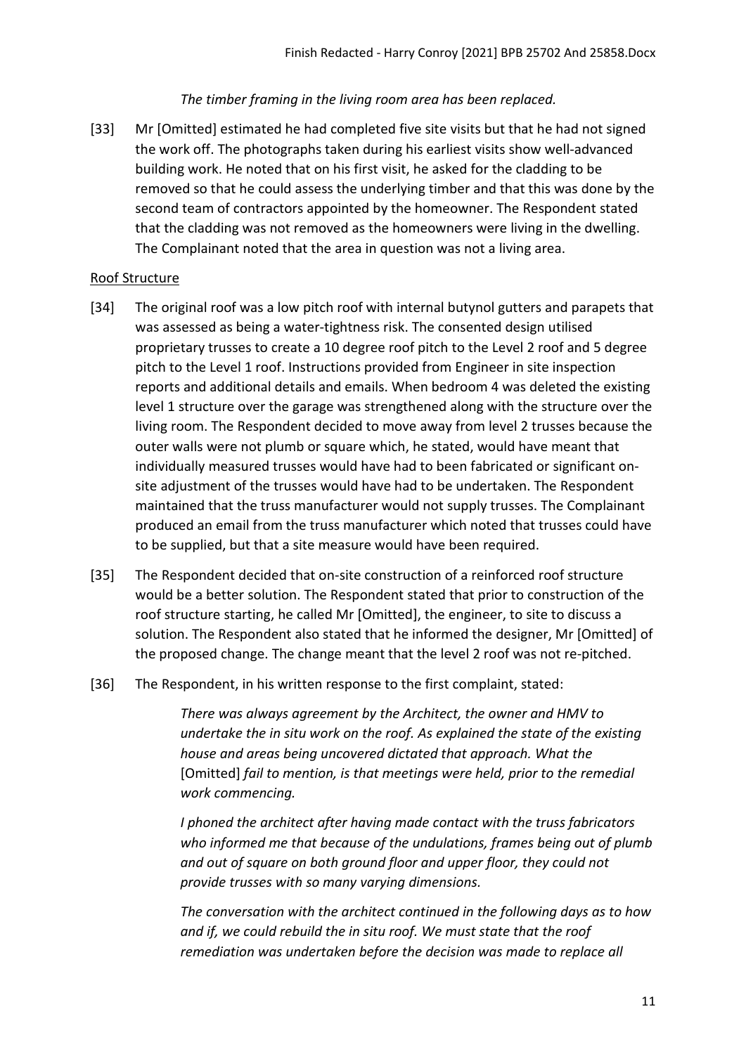*The timber framing in the living room area has been replaced.*

[33] Mr [Omitted] estimated he had completed five site visits but that he had not signed the work off. The photographs taken during his earliest visits show well-advanced building work. He noted that on his first visit, he asked for the cladding to be removed so that he could assess the underlying timber and that this was done by the second team of contractors appointed by the homeowner. The Respondent stated that the cladding was not removed as the homeowners were living in the dwelling. The Complainant noted that the area in question was not a living area.

Roof Structure

[34] The original roof was a low pitch roof with internal butynol gutters and parapets that was assessed as being a water-tightness risk. The consented design utilised proprietary trusses to create a 10 degree roof pitch to the Level 2 roof and 5 degree pitch to the Level 1 roof. Instructions provided from Engineer in site inspection reports and additional details and emails. When bedroom 4 was deleted the existing level 1 structure over the garage was strengthened along with the structure over the living room. The Respondent decided to move away from level 2 trusses because the outer walls were not plumb or square which, he stated, would have meant that individually measured trusses would have had to been fabricated or significant on-site adjustment of the trusses would have had to be undertaken. The Respondent maintained that the truss manufacturer would not supply trusses. The Complainant produced an email from the truss manufacturer which noted that trusses could have to be supplied, but that a site measure would have been required.

[35] The Respondent decided that on-site construction of a reinforced roof structure would be a better solution. The Respondent stated that prior to construction of the roof structure starting, he called Mr [Omitted], the engineer, to site to discuss a solution. The Respondent also stated that he informed the designer, Mr [Omitted] of the proposed change. The change meant that the level 2 roof was not re-pitched.

[36] The Respondent, in his written response to the first complaint, stated:

> *There was always agreement by the Architect, the owner and HMV to undertake the in situ work on the roof. As explained the state of the existing house and areas being uncovered dictated that approach. What the* [Omitted] *fail to mention, is that meetings were held, prior to the remedial work commencing.*
>
> *I phoned the architect after having made contact with the truss fabricators who informed me that because of the undulations, frames being out of plumb and out of square on both ground floor and upper floor, they could not provide trusses with so many varying dimensions.*
>
> *The conversation with the architect continued in the following days as to how and if, we could rebuild the in situ roof. We must state that the roof remediation was undertaken before the decision was made to replace all*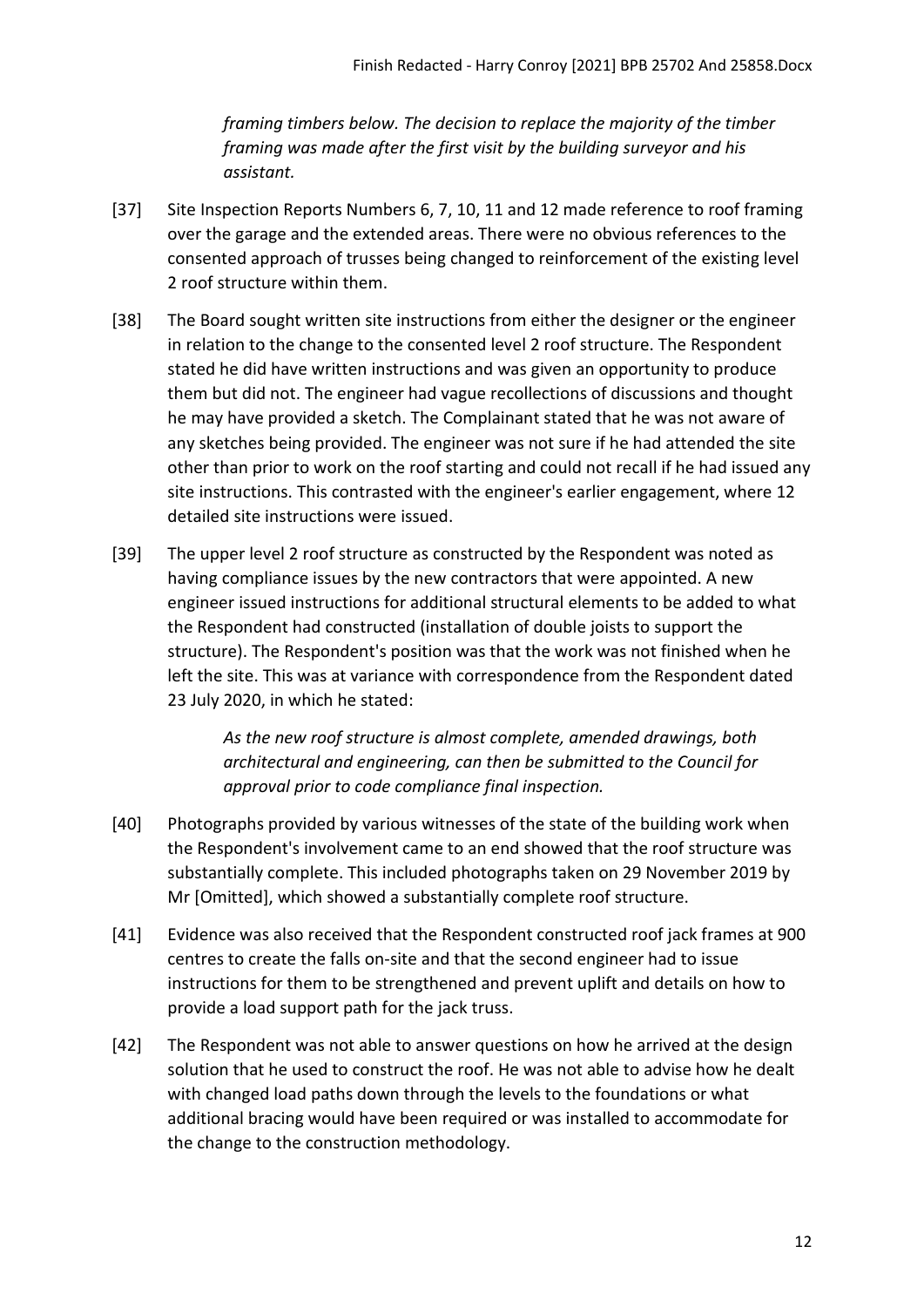*framing timbers below. The decision to replace the majority of the timber framing was made after the first visit by the building surveyor and his assistant.*

[37] Site Inspection Reports Numbers 6, 7, 10, 11 and 12 made reference to roof framing over the garage and the extended areas. There were no obvious references to the consented approach of trusses being changed to reinforcement of the existing level 2 roof structure within them.

[38] The Board sought written site instructions from either the designer or the engineer in relation to the change to the consented level 2 roof structure. The Respondent stated he did have written instructions and was given an opportunity to produce them but did not. The engineer had vague recollections of discussions and thought he may have provided a sketch. The Complainant stated that he was not aware of any sketches being provided. The engineer was not sure if he had attended the site other than prior to work on the roof starting and could not recall if he had issued any site instructions. This contrasted with the engineer's earlier engagement, where 12 detailed site instructions were issued.

[39] The upper level 2 roof structure as constructed by the Respondent was noted as having compliance issues by the new contractors that were appointed. A new engineer issued instructions for additional structural elements to be added to what the Respondent had constructed (installation of double joists to support the structure). The Respondent's position was that the work was not finished when he left the site. This was at variance with correspondence from the Respondent dated 23 July 2020, in which he stated:

> *As the new roof structure is almost complete, amended drawings, both architectural and engineering, can then be submitted to the Council for approval prior to code compliance final inspection.*

[40] Photographs provided by various witnesses of the state of the building work when the Respondent's involvement came to an end showed that the roof structure was substantially complete. This included photographs taken on 29 November 2019 by Mr [Omitted], which showed a substantially complete roof structure.

[41] Evidence was also received that the Respondent constructed roof jack frames at 900 centres to create the falls on-site and that the second engineer had to issue instructions for them to be strengthened and prevent uplift and details on how to provide a load support path for the jack truss.

[42] The Respondent was not able to answer questions on how he arrived at the design solution that he used to construct the roof. He was not able to advise how he dealt with changed load paths down through the levels to the foundations or what additional bracing would have been required or was installed to accommodate for the change to the construction methodology.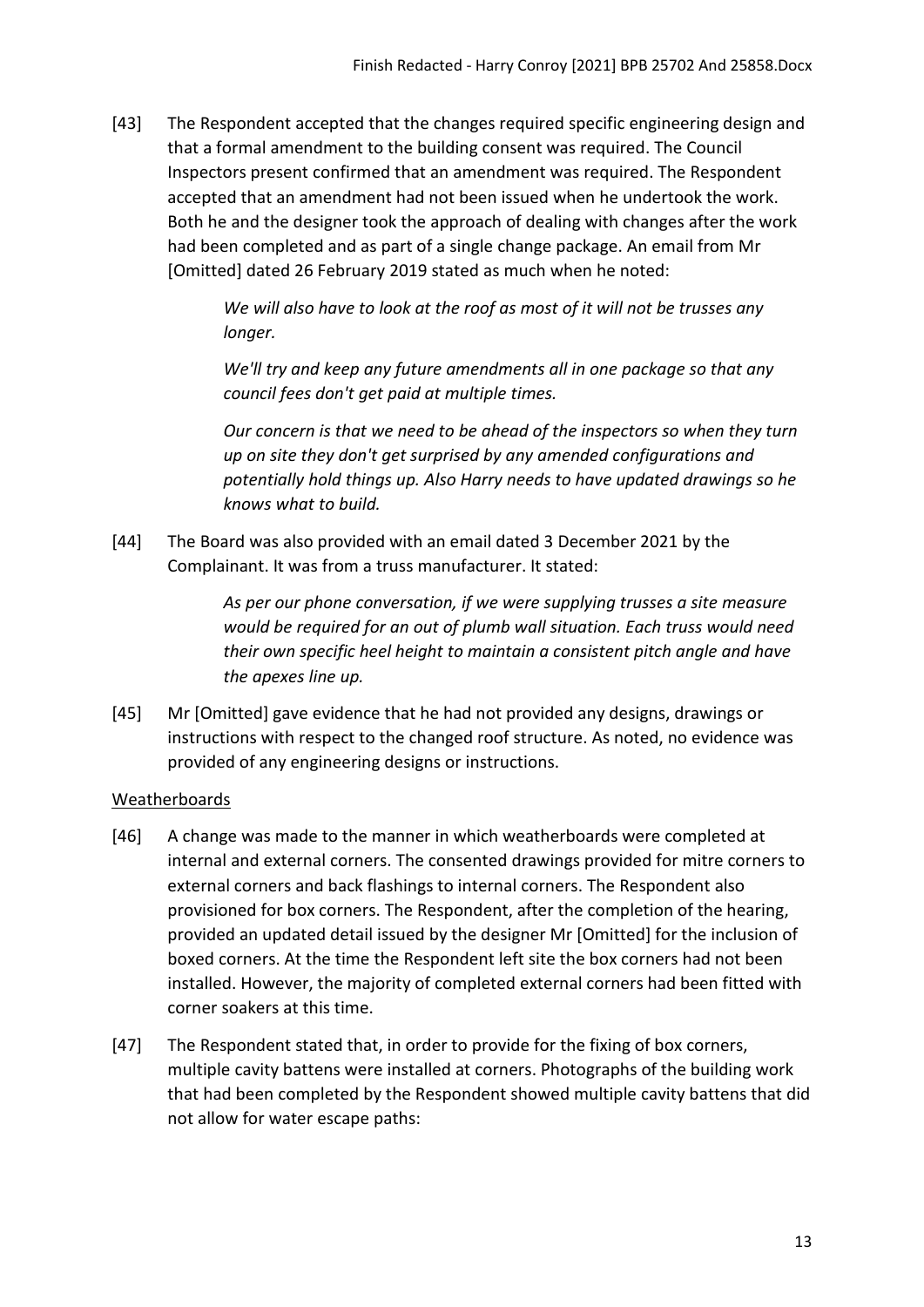[43] The Respondent accepted that the changes required specific engineering design and that a formal amendment to the building consent was required. The Council Inspectors present confirmed that an amendment was required. The Respondent accepted that an amendment had not been issued when he undertook the work. Both he and the designer took the approach of dealing with changes after the work had been completed and as part of a single change package. An email from Mr [Omitted] dated 26 February 2019 stated as much when he noted:

> *We will also have to look at the roof as most of it will not be trusses any longer.*
>
> *We'll try and keep any future amendments all in one package so that any council fees don't get paid at multiple times.*
>
> *Our concern is that we need to be ahead of the inspectors so when they turn up on site they don't get surprised by any amended configurations and potentially hold things up. Also Harry needs to have updated drawings so he knows what to build.*

[44] The Board was also provided with an email dated 3 December 2021 by the Complainant. It was from a truss manufacturer. It stated:

> *As per our phone conversation, if we were supplying trusses a site measure would be required for an out of plumb wall situation. Each truss would need their own specific heel height to maintain a consistent pitch angle and have the apexes line up.*

[45] Mr [Omitted] gave evidence that he had not provided any designs, drawings or instructions with respect to the changed roof structure. As noted, no evidence was provided of any engineering designs or instructions.

Weatherboards

[46] A change was made to the manner in which weatherboards were completed at internal and external corners. The consented drawings provided for mitre corners to external corners and back flashings to internal corners. The Respondent also provisioned for box corners. The Respondent, after the completion of the hearing, provided an updated detail issued by the designer Mr [Omitted] for the inclusion of boxed corners. At the time the Respondent left site the box corners had not been installed. However, the majority of completed external corners had been fitted with corner soakers at this time.

[47] The Respondent stated that, in order to provide for the fixing of box corners, multiple cavity battens were installed at corners. Photographs of the building work that had been completed by the Respondent showed multiple cavity battens that did not allow for water escape paths: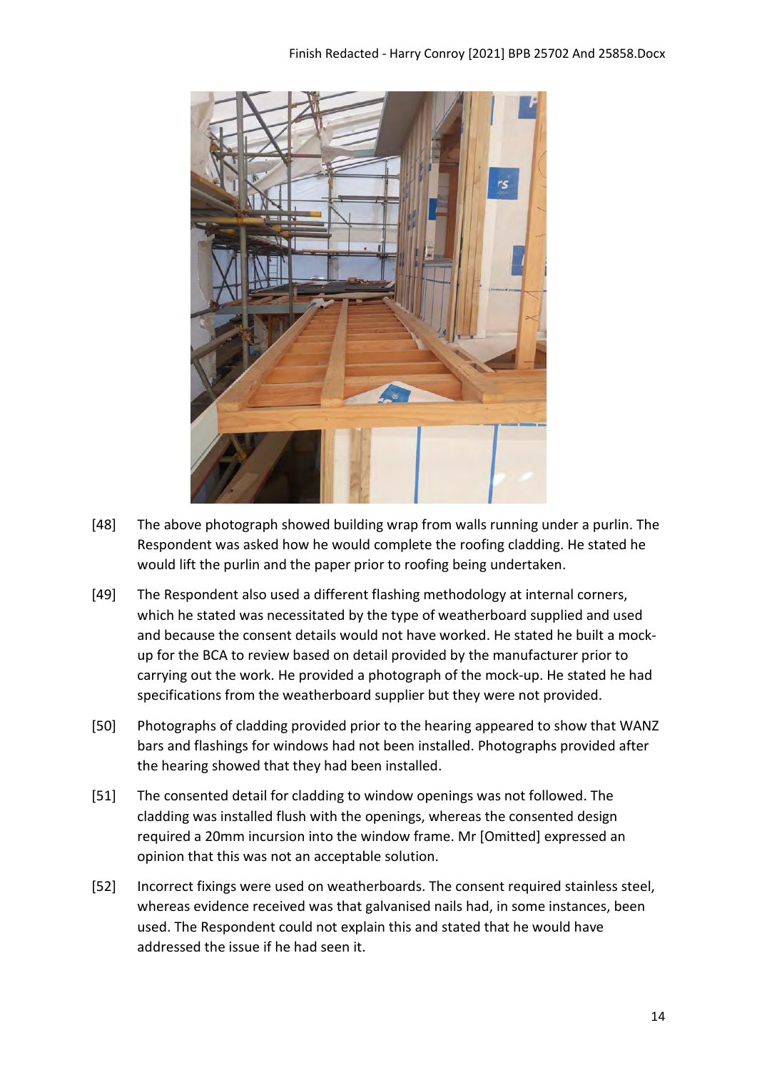[48] The above photograph showed building wrap from walls running under a purlin. The Respondent was asked how he would complete the roofing cladding. He stated he would lift the purlin and the paper prior to roofing being undertaken.

[49] The Respondent also used a different flashing methodology at internal corners, which he stated was necessitated by the type of weatherboard supplied and used and because the consent details would not have worked. He stated he built a mock-up for the BCA to review based on detail provided by the manufacturer prior to carrying out the work. He provided a photograph of the mock-up. He stated he had specifications from the weatherboard supplier but they were not provided.

[50] Photographs of cladding provided prior to the hearing appeared to show that WANZ bars and flashings for windows had not been installed. Photographs provided after the hearing showed that they had been installed.

[51] The consented detail for cladding to window openings was not followed. The cladding was installed flush with the openings, whereas the consented design required a 20mm incursion into the window frame. Mr [Omitted] expressed an opinion that this was not an acceptable solution.

[52] Incorrect fixings were used on weatherboards. The consent required stainless steel, whereas evidence received was that galvanised nails had, in some instances, been used. The Respondent could not explain this and stated that he would have addressed the issue if he had seen it.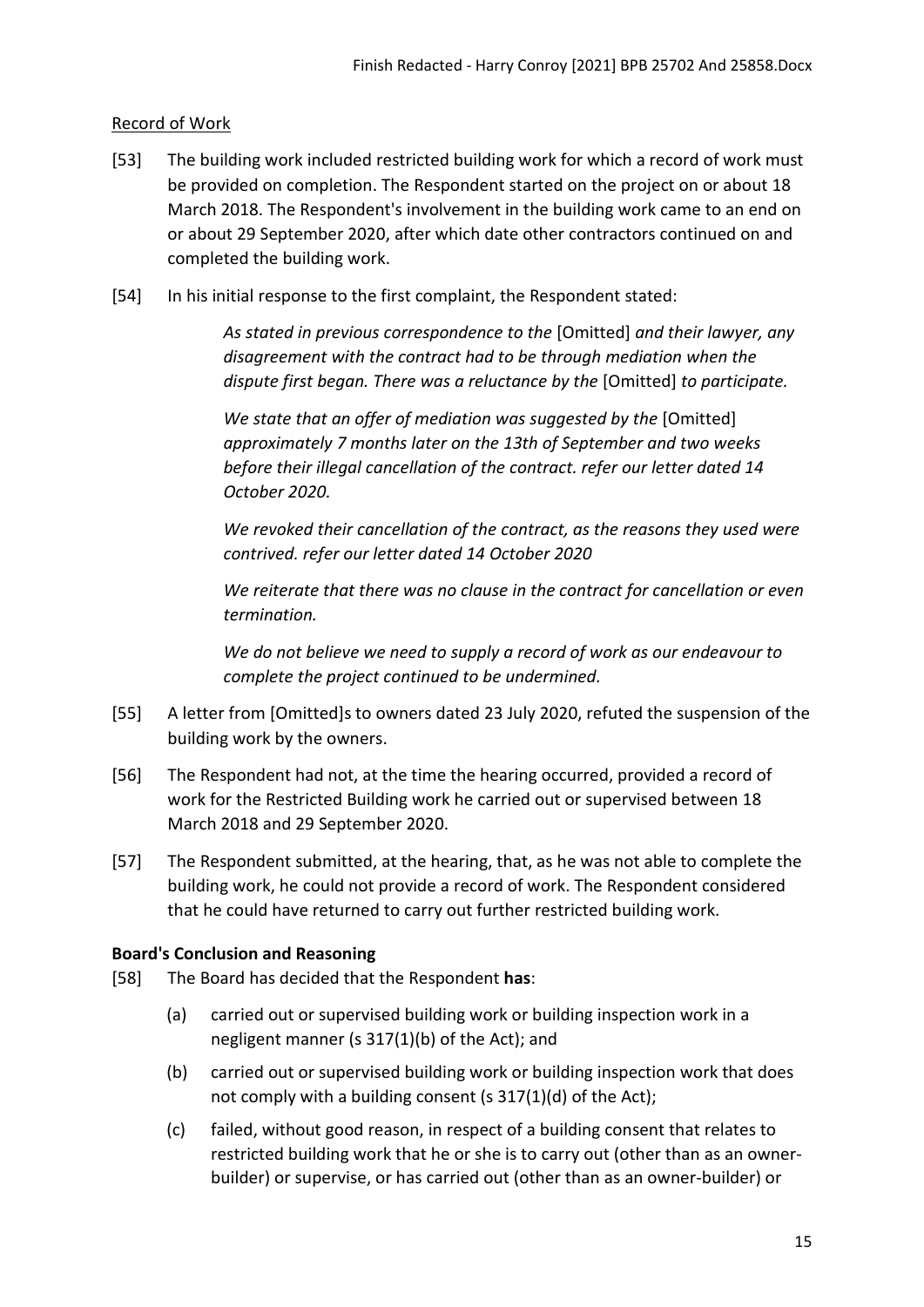Record of Work

[53] The building work included restricted building work for which a record of work must be provided on completion. The Respondent started on the project on or about 18 March 2018. The Respondent's involvement in the building work came to an end on or about 29 September 2020, after which date other contractors continued on and completed the building work.

[54] In his initial response to the first complaint, the Respondent stated:

> *As stated in previous correspondence to the* [Omitted] *and their lawyer, any disagreement with the contract had to be through mediation when the dispute first began. There was a reluctance by the* [Omitted] *to participate.*
>
> *We state that an offer of mediation was suggested by the* [Omitted] *approximately 7 months later on the 13th of September and two weeks before their illegal cancellation of the contract. refer our letter dated 14 October 2020.*
>
> *We revoked their cancellation of the contract, as the reasons they used were contrived. refer our letter dated 14 October 2020*
>
> *We reiterate that there was no clause in the contract for cancellation or even termination.*
>
> *We do not believe we need to supply a record of work as our endeavour to complete the project continued to be undermined.*

[55] A letter from [Omitted]s to owners dated 23 July 2020, refuted the suspension of the building work by the owners.

[56] The Respondent had not, at the time the hearing occurred, provided a record of work for the Restricted Building work he carried out or supervised between 18 March 2018 and 29 September 2020.

[57] The Respondent submitted, at the hearing, that, as he was not able to complete the building work, he could not provide a record of work. The Respondent considered that he could have returned to carry out further restricted building work.

## Board's Conclusion and Reasoning

[58] The Board has decided that the Respondent **has**:

(a) carried out or supervised building work or building inspection work in a negligent manner (s 317(1)(b) of the Act); and

(b) carried out or supervised building work or building inspection work that does not comply with a building consent (s 317(1)(d) of the Act);

(c) failed, without good reason, in respect of a building consent that relates to restricted building work that he or she is to carry out (other than as an owner-builder) or supervise, or has carried out (other than as an owner-builder) or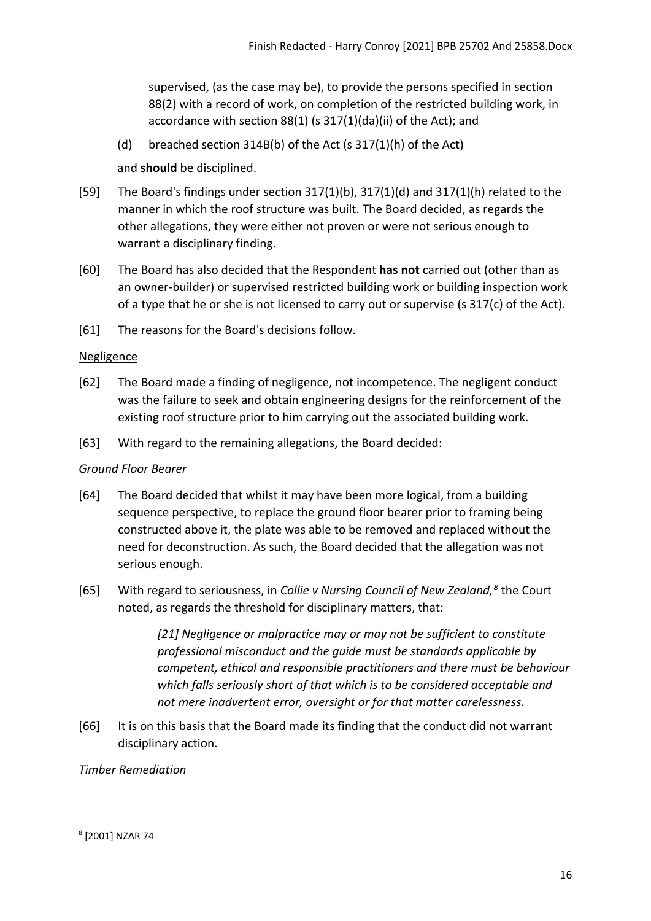supervised, (as the case may be), to provide the persons specified in section 88(2) with a record of work, on completion of the restricted building work, in accordance with section 88(1) (s 317(1)(da)(ii) of the Act); and

(d) breached section 314B(b) of the Act (s 317(1)(h) of the Act)

and **should** be disciplined.

[59] The Board's findings under section 317(1)(b), 317(1)(d) and 317(1)(h) related to the manner in which the roof structure was built. The Board decided, as regards the other allegations, they were either not proven or were not serious enough to warrant a disciplinary finding.

[60] The Board has also decided that the Respondent **has not** carried out (other than as an owner-builder) or supervised restricted building work or building inspection work of a type that he or she is not licensed to carry out or supervise (s 317(c) of the Act).

[61] The reasons for the Board's decisions follow.

<u>Negligence</u>

[62] The Board made a finding of negligence, not incompetence. The negligent conduct was the failure to seek and obtain engineering designs for the reinforcement of the existing roof structure prior to him carrying out the associated building work.

[63] With regard to the remaining allegations, the Board decided:

*Ground Floor Bearer*

[64] The Board decided that whilst it may have been more logical, from a building sequence perspective, to replace the ground floor bearer prior to framing being constructed above it, the plate was able to be removed and replaced without the need for deconstruction. As such, the Board decided that the allegation was not serious enough.

[65] With regard to seriousness, in *Collie v Nursing Council of New Zealand,*[8] the Court noted, as regards the threshold for disciplinary matters, that:

> *[21] Negligence or malpractice may or may not be sufficient to constitute professional misconduct and the guide must be standards applicable by competent, ethical and responsible practitioners and there must be behaviour which falls seriously short of that which is to be considered acceptable and not mere inadvertent error, oversight or for that matter carelessness.*

[66] It is on this basis that the Board made its finding that the conduct did not warrant disciplinary action.

*Timber Remediation*

[8] [2001] NZAR 74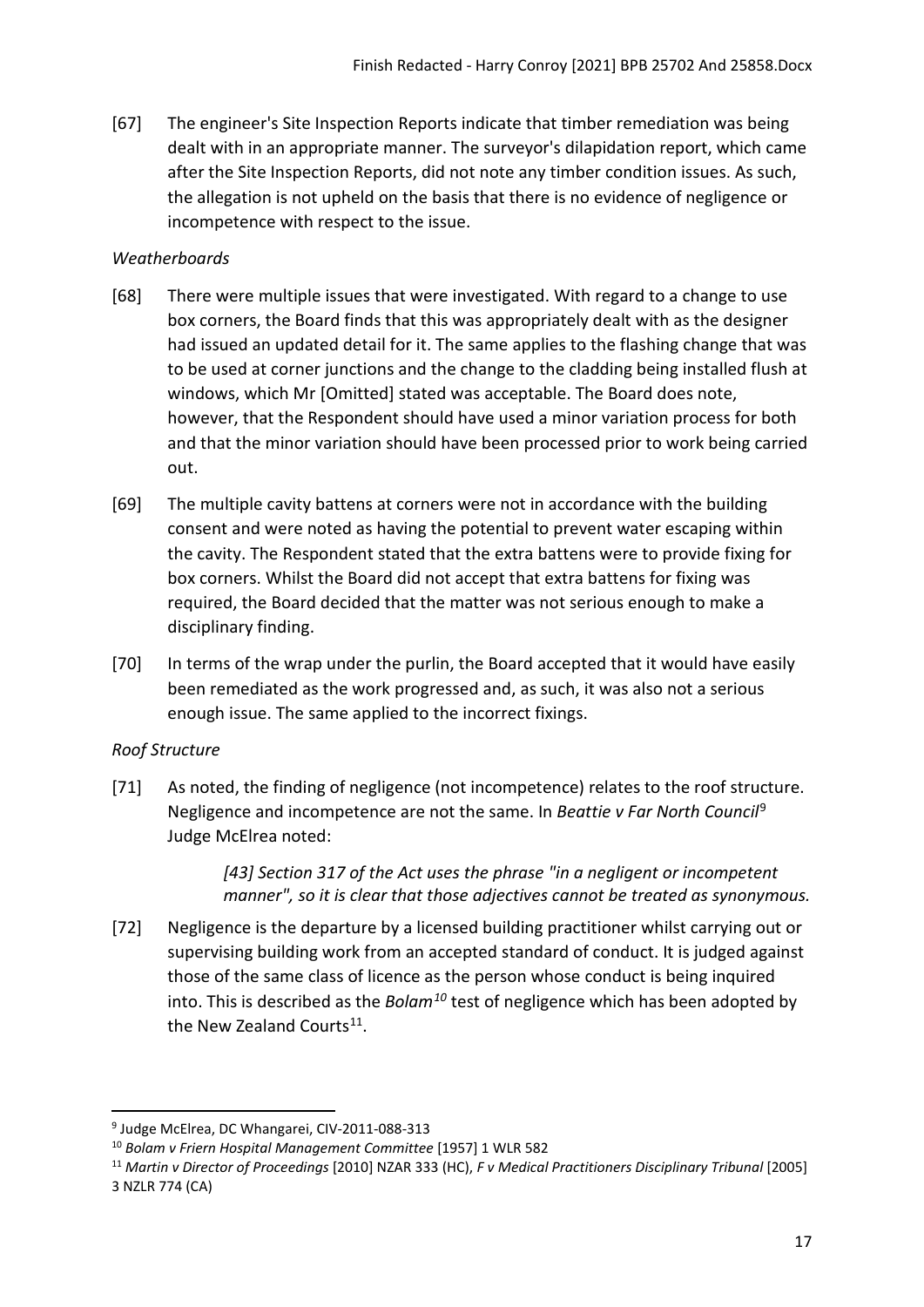[67] The engineer's Site Inspection Reports indicate that timber remediation was being dealt with in an appropriate manner. The surveyor's dilapidation report, which came after the Site Inspection Reports, did not note any timber condition issues. As such, the allegation is not upheld on the basis that there is no evidence of negligence or incompetence with respect to the issue.

*Weatherboards*

[68] There were multiple issues that were investigated. With regard to a change to use box corners, the Board finds that this was appropriately dealt with as the designer had issued an updated detail for it. The same applies to the flashing change that was to be used at corner junctions and the change to the cladding being installed flush at windows, which Mr [Omitted] stated was acceptable. The Board does note, however, that the Respondent should have used a minor variation process for both and that the minor variation should have been processed prior to work being carried out.

[69] The multiple cavity battens at corners were not in accordance with the building consent and were noted as having the potential to prevent water escaping within the cavity. The Respondent stated that the extra battens were to provide fixing for box corners. Whilst the Board did not accept that extra battens for fixing was required, the Board decided that the matter was not serious enough to make a disciplinary finding.

[70] In terms of the wrap under the purlin, the Board accepted that it would have easily been remediated as the work progressed and, as such, it was also not a serious enough issue. The same applied to the incorrect fixings.

*Roof Structure*

[71] As noted, the finding of negligence (not incompetence) relates to the roof structure. Negligence and incompetence are not the same. In *Beattie v Far North Council*[9] Judge McElrea noted:

> *[43] Section 317 of the Act uses the phrase "in a negligent or incompetent manner", so it is clear that those adjectives cannot be treated as synonymous.*

[72] Negligence is the departure by a licensed building practitioner whilst carrying out or supervising building work from an accepted standard of conduct. It is judged against those of the same class of licence as the person whose conduct is being inquired into. This is described as the *Bolam*[10] test of negligence which has been adopted by the New Zealand Courts[11].

---

[9] Judge McElrea, DC Whangarei, CIV-2011-088-313

[10] *Bolam v Friern Hospital Management Committee* [1957] 1 WLR 582

[11] *Martin v Director of Proceedings* [2010] NZAR 333 (HC), *F v Medical Practitioners Disciplinary Tribunal* [2005] 3 NZLR 774 (CA)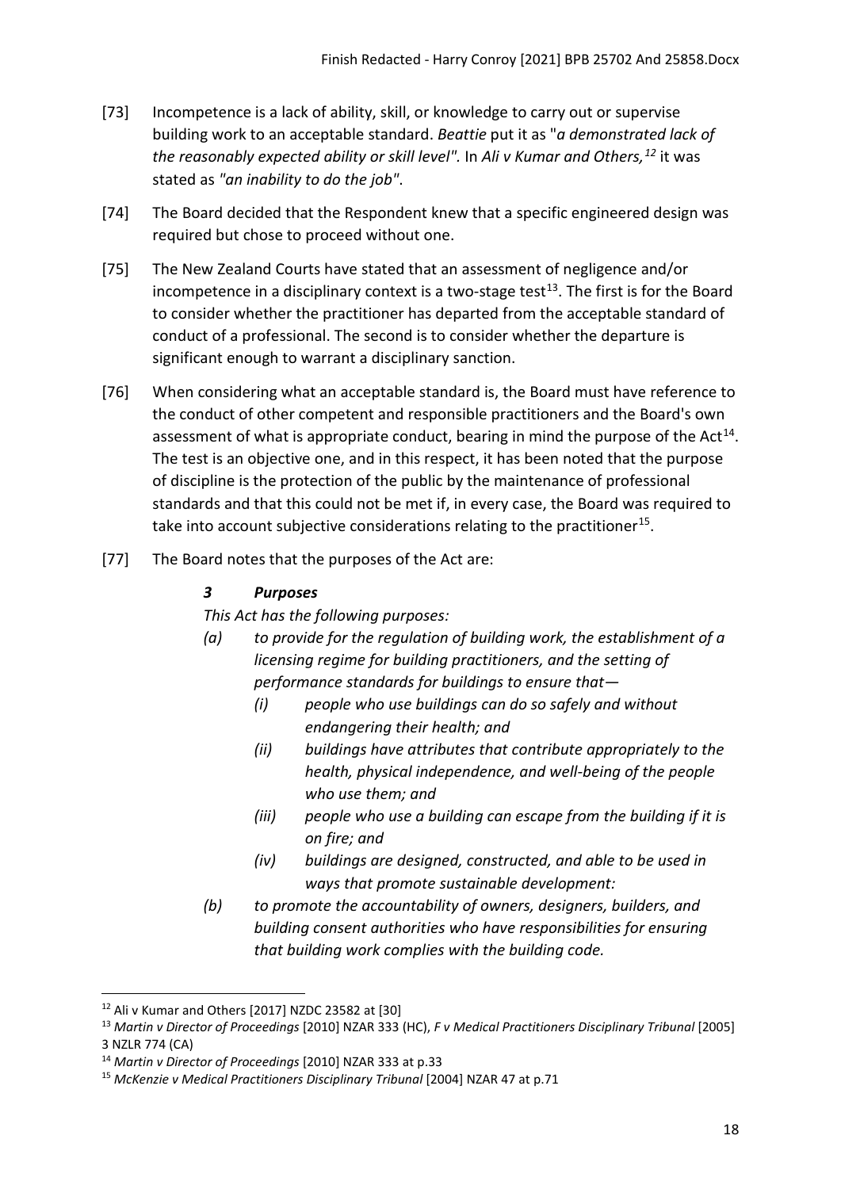[73] Incompetence is a lack of ability, skill, or knowledge to carry out or supervise building work to an acceptable standard. *Beattie* put it as "*a demonstrated lack of the reasonably expected ability or skill level".* In *Ali v Kumar and Others,*[12] it was stated as *"an inability to do the job"*.

[74] The Board decided that the Respondent knew that a specific engineered design was required but chose to proceed without one.

[75] The New Zealand Courts have stated that an assessment of negligence and/or incompetence in a disciplinary context is a two-stage test[13]. The first is for the Board to consider whether the practitioner has departed from the acceptable standard of conduct of a professional. The second is to consider whether the departure is significant enough to warrant a disciplinary sanction.

[76] When considering what an acceptable standard is, the Board must have reference to the conduct of other competent and responsible practitioners and the Board's own assessment of what is appropriate conduct, bearing in mind the purpose of the Act[14]. The test is an objective one, and in this respect, it has been noted that the purpose of discipline is the protection of the public by the maintenance of professional standards and that this could not be met if, in every case, the Board was required to take into account subjective considerations relating to the practitioner[15].

[77] The Board notes that the purposes of the Act are:

> ***3 Purposes***
>
> *This Act has the following purposes:*
>
> *(a) to provide for the regulation of building work, the establishment of a licensing regime for building practitioners, and the setting of performance standards for buildings to ensure that—*
>
> *(i) people who use buildings can do so safely and without endangering their health; and*
>
> *(ii) buildings have attributes that contribute appropriately to the health, physical independence, and well-being of the people who use them; and*
>
> *(iii) people who use a building can escape from the building if it is on fire; and*
>
> *(iv) buildings are designed, constructed, and able to be used in ways that promote sustainable development:*
>
> *(b) to promote the accountability of owners, designers, builders, and building consent authorities who have responsibilities for ensuring that building work complies with the building code.*

---

[12] Ali v Kumar and Others [2017] NZDC 23582 at [30]

[13] *Martin v Director of Proceedings* [2010] NZAR 333 (HC), *F v Medical Practitioners Disciplinary Tribunal* [2005] 3 NZLR 774 (CA)

[14] *Martin v Director of Proceedings* [2010] NZAR 333 at p.33

[15] *McKenzie v Medical Practitioners Disciplinary Tribunal* [2004] NZAR 47 at p.71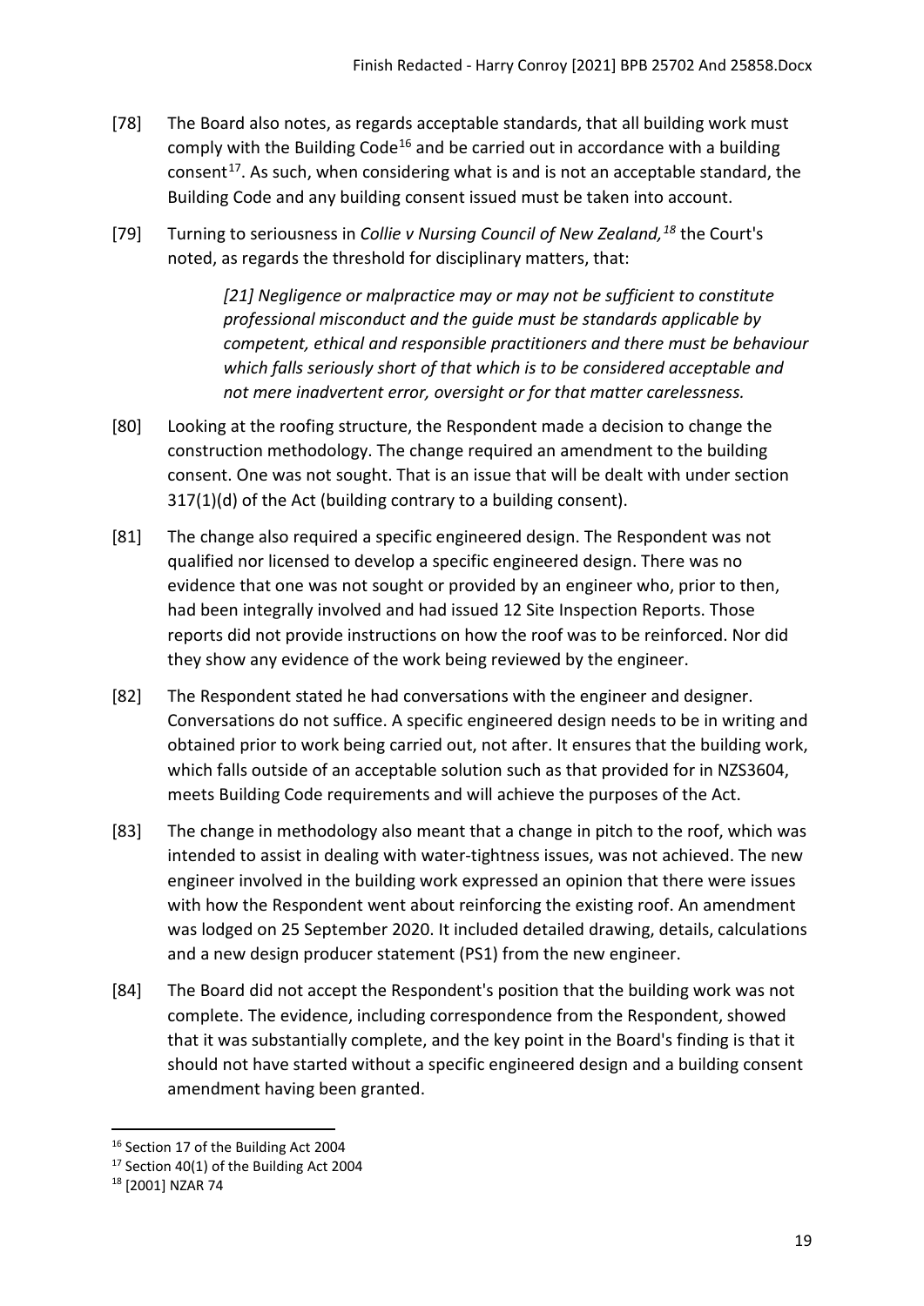[78] The Board also notes, as regards acceptable standards, that all building work must comply with the Building Code[16] and be carried out in accordance with a building consent[17]. As such, when considering what is and is not an acceptable standard, the Building Code and any building consent issued must be taken into account.

[79] Turning to seriousness in *Collie v Nursing Council of New Zealand,[18]* the Court's noted, as regards the threshold for disciplinary matters, that:

> *[21] Negligence or malpractice may or may not be sufficient to constitute professional misconduct and the guide must be standards applicable by competent, ethical and responsible practitioners and there must be behaviour which falls seriously short of that which is to be considered acceptable and not mere inadvertent error, oversight or for that matter carelessness.*

[80] Looking at the roofing structure, the Respondent made a decision to change the construction methodology. The change required an amendment to the building consent. One was not sought. That is an issue that will be dealt with under section 317(1)(d) of the Act (building contrary to a building consent).

[81] The change also required a specific engineered design. The Respondent was not qualified nor licensed to develop a specific engineered design. There was no evidence that one was not sought or provided by an engineer who, prior to then, had been integrally involved and had issued 12 Site Inspection Reports. Those reports did not provide instructions on how the roof was to be reinforced. Nor did they show any evidence of the work being reviewed by the engineer.

[82] The Respondent stated he had conversations with the engineer and designer. Conversations do not suffice. A specific engineered design needs to be in writing and obtained prior to work being carried out, not after. It ensures that the building work, which falls outside of an acceptable solution such as that provided for in NZS3604, meets Building Code requirements and will achieve the purposes of the Act.

[83] The change in methodology also meant that a change in pitch to the roof, which was intended to assist in dealing with water-tightness issues, was not achieved. The new engineer involved in the building work expressed an opinion that there were issues with how the Respondent went about reinforcing the existing roof. An amendment was lodged on 25 September 2020. It included detailed drawing, details, calculations and a new design producer statement (PS1) from the new engineer.

[84] The Board did not accept the Respondent's position that the building work was not complete. The evidence, including correspondence from the Respondent, showed that it was substantially complete, and the key point in the Board's finding is that it should not have started without a specific engineered design and a building consent amendment having been granted.

---

[16] Section 17 of the Building Act 2004

[17] Section 40(1) of the Building Act 2004

[18] [2001] NZAR 74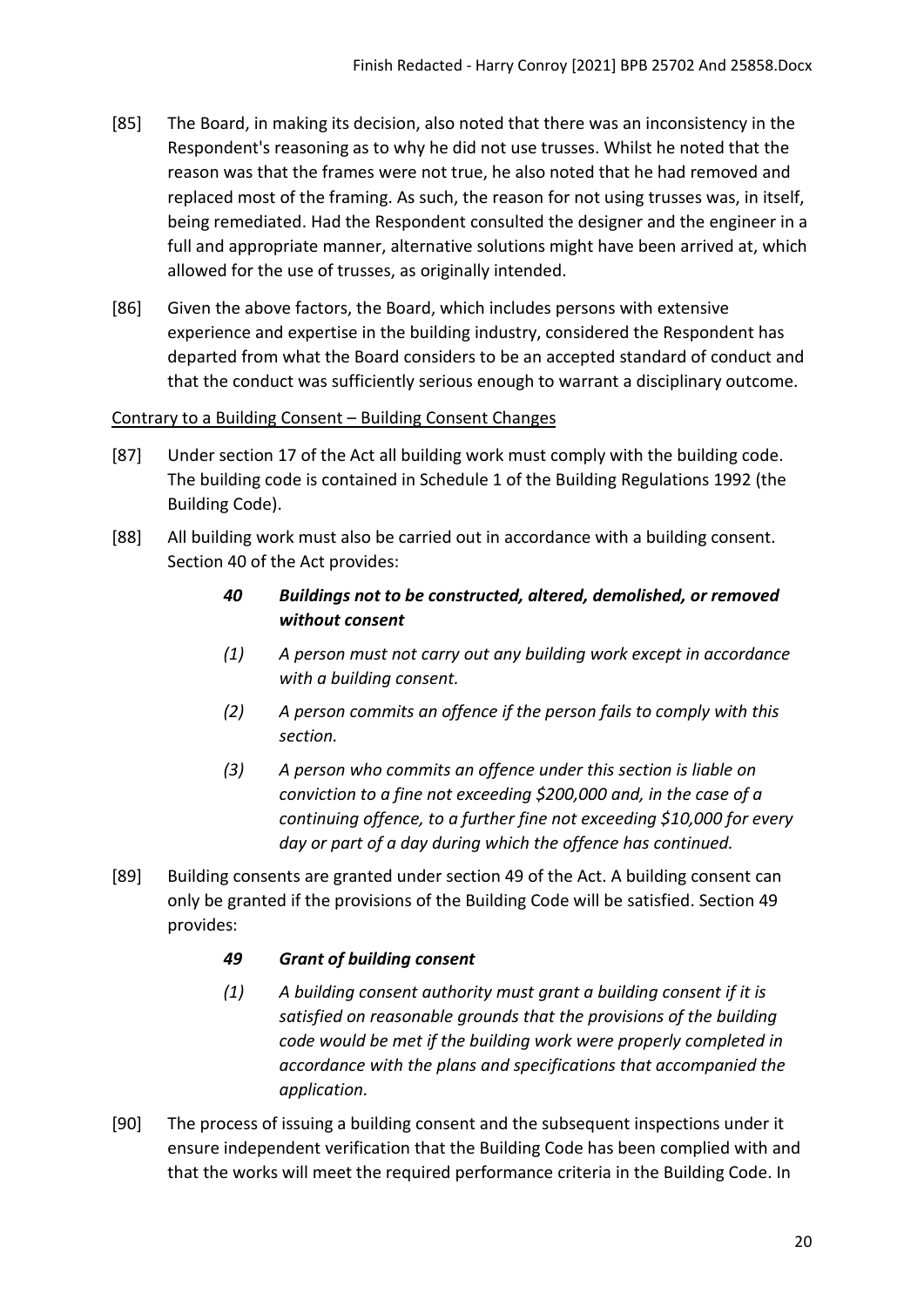[85] The Board, in making its decision, also noted that there was an inconsistency in the Respondent's reasoning as to why he did not use trusses. Whilst he noted that the reason was that the frames were not true, he also noted that he had removed and replaced most of the framing. As such, the reason for not using trusses was, in itself, being remediated. Had the Respondent consulted the designer and the engineer in a full and appropriate manner, alternative solutions might have been arrived at, which allowed for the use of trusses, as originally intended.

[86] Given the above factors, the Board, which includes persons with extensive experience and expertise in the building industry, considered the Respondent has departed from what the Board considers to be an accepted standard of conduct and that the conduct was sufficiently serious enough to warrant a disciplinary outcome.

<u>Contrary to a Building Consent – Building Consent Changes</u>

[87] Under section 17 of the Act all building work must comply with the building code. The building code is contained in Schedule 1 of the Building Regulations 1992 (the Building Code).

[88] All building work must also be carried out in accordance with a building consent. Section 40 of the Act provides:

> ***40 Buildings not to be constructed, altered, demolished, or removed without consent***
>
> *(1) A person must not carry out any building work except in accordance with a building consent.*
>
> *(2) A person commits an offence if the person fails to comply with this section.*
>
> *(3) A person who commits an offence under this section is liable on conviction to a fine not exceeding $200,000 and, in the case of a continuing offence, to a further fine not exceeding $10,000 for every day or part of a day during which the offence has continued.*

[89] Building consents are granted under section 49 of the Act. A building consent can only be granted if the provisions of the Building Code will be satisfied. Section 49 provides:

> ***49 Grant of building consent***
>
> *(1) A building consent authority must grant a building consent if it is satisfied on reasonable grounds that the provisions of the building code would be met if the building work were properly completed in accordance with the plans and specifications that accompanied the application.*

[90] The process of issuing a building consent and the subsequent inspections under it ensure independent verification that the Building Code has been complied with and that the works will meet the required performance criteria in the Building Code. In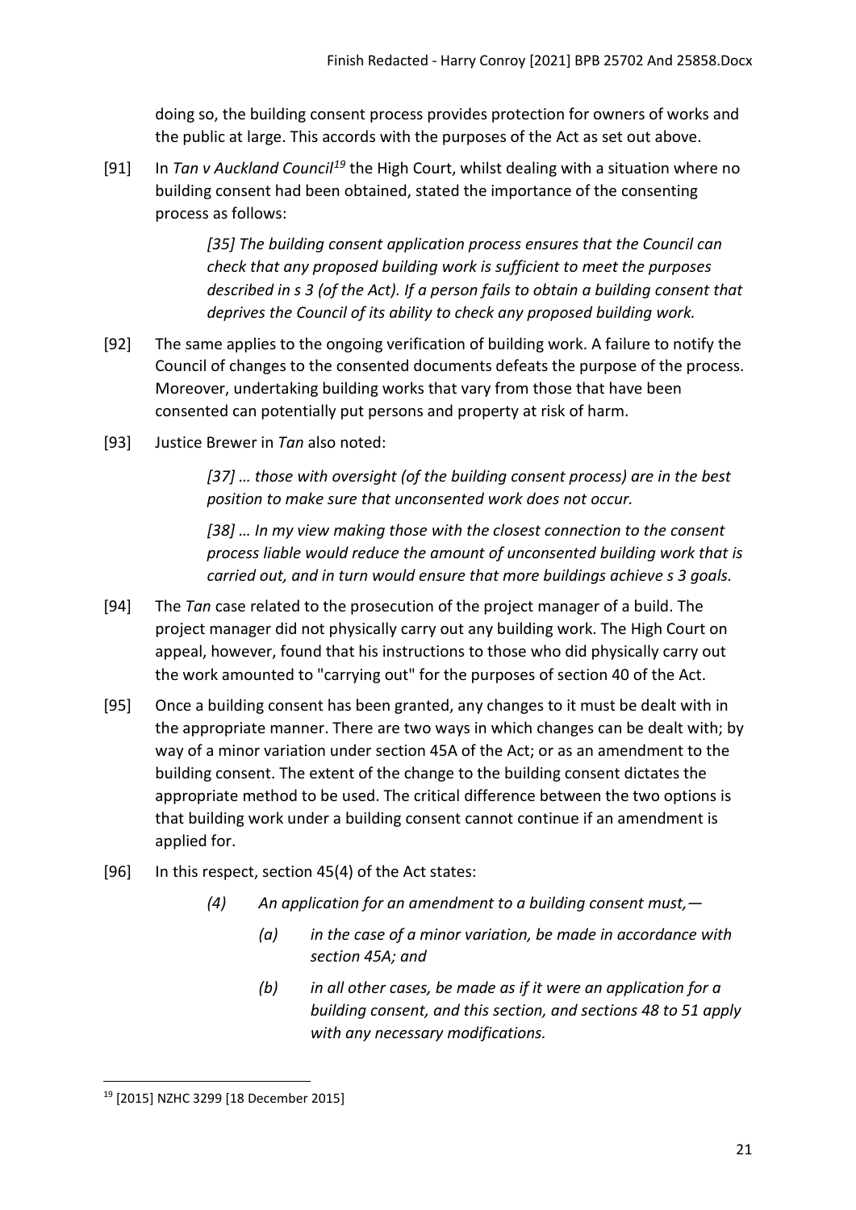doing so, the building consent process provides protection for owners of works and the public at large. This accords with the purposes of the Act as set out above.

[91] In *Tan v Auckland Council*[19] the High Court, whilst dealing with a situation where no building consent had been obtained, stated the importance of the consenting process as follows:

> *[35] The building consent application process ensures that the Council can check that any proposed building work is sufficient to meet the purposes described in s 3 (of the Act). If a person fails to obtain a building consent that deprives the Council of its ability to check any proposed building work.*

[92] The same applies to the ongoing verification of building work. A failure to notify the Council of changes to the consented documents defeats the purpose of the process. Moreover, undertaking building works that vary from those that have been consented can potentially put persons and property at risk of harm.

[93] Justice Brewer in *Tan* also noted:

> *[37] … those with oversight (of the building consent process) are in the best position to make sure that unconsented work does not occur.*
>
> *[38] … In my view making those with the closest connection to the consent process liable would reduce the amount of unconsented building work that is carried out, and in turn would ensure that more buildings achieve s 3 goals.*

[94] The *Tan* case related to the prosecution of the project manager of a build. The project manager did not physically carry out any building work. The High Court on appeal, however, found that his instructions to those who did physically carry out the work amounted to "carrying out" for the purposes of section 40 of the Act.

[95] Once a building consent has been granted, any changes to it must be dealt with in the appropriate manner. There are two ways in which changes can be dealt with; by way of a minor variation under section 45A of the Act; or as an amendment to the building consent. The extent of the change to the building consent dictates the appropriate method to be used. The critical difference between the two options is that building work under a building consent cannot continue if an amendment is applied for.

[96] In this respect, section 45(4) of the Act states:

> *(4) An application for an amendment to a building consent must,—*
>
> *(a) in the case of a minor variation, be made in accordance with section 45A; and*
>
> *(b) in all other cases, be made as if it were an application for a building consent, and this section, and sections 48 to 51 apply with any necessary modifications.*

---

[19] [2015] NZHC 3299 [18 December 2015]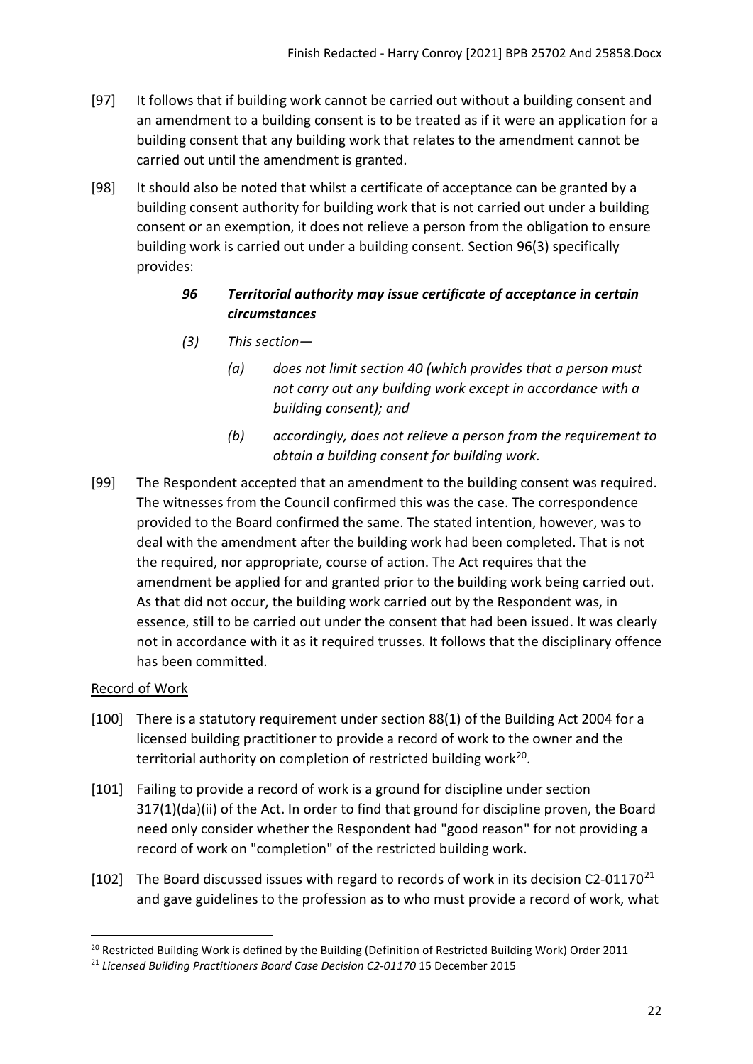[97] It follows that if building work cannot be carried out without a building consent and an amendment to a building consent is to be treated as if it were an application for a building consent that any building work that relates to the amendment cannot be carried out until the amendment is granted.

[98] It should also be noted that whilst a certificate of acceptance can be granted by a building consent authority for building work that is not carried out under a building consent or an exemption, it does not relieve a person from the obligation to ensure building work is carried out under a building consent. Section 96(3) specifically provides:

> ***96 Territorial authority may issue certificate of acceptance in certain circumstances***
>
> *(3) This section—*
>
> *(a) does not limit section 40 (which provides that a person must not carry out any building work except in accordance with a building consent); and*
>
> *(b) accordingly, does not relieve a person from the requirement to obtain a building consent for building work.*

[99] The Respondent accepted that an amendment to the building consent was required. The witnesses from the Council confirmed this was the case. The correspondence provided to the Board confirmed the same. The stated intention, however, was to deal with the amendment after the building work had been completed. That is not the required, nor appropriate, course of action. The Act requires that the amendment be applied for and granted prior to the building work being carried out. As that did not occur, the building work carried out by the Respondent was, in essence, still to be carried out under the consent that had been issued. It was clearly not in accordance with it as it required trusses. It follows that the disciplinary offence has been committed.

Record of Work

[100] There is a statutory requirement under section 88(1) of the Building Act 2004 for a licensed building practitioner to provide a record of work to the owner and the territorial authority on completion of restricted building work[20].

[101] Failing to provide a record of work is a ground for discipline under section 317(1)(da)(ii) of the Act. In order to find that ground for discipline proven, the Board need only consider whether the Respondent had "good reason" for not providing a record of work on "completion" of the restricted building work.

[102] The Board discussed issues with regard to records of work in its decision C2-01170[21] and gave guidelines to the profession as to who must provide a record of work, what

---

[20] Restricted Building Work is defined by the Building (Definition of Restricted Building Work) Order 2011

[21] *Licensed Building Practitioners Board Case Decision C2-01170* 15 December 2015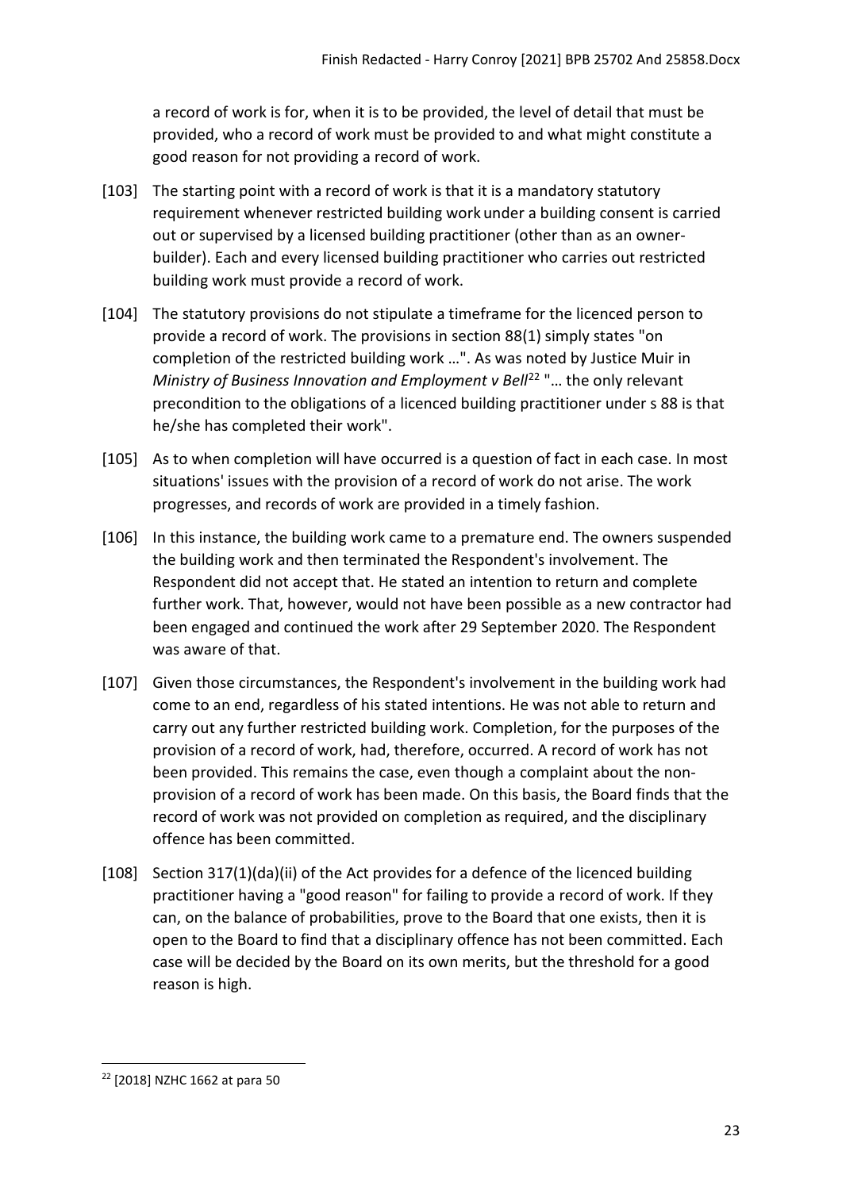a record of work is for, when it is to be provided, the level of detail that must be provided, who a record of work must be provided to and what might constitute a good reason for not providing a record of work.

[103] The starting point with a record of work is that it is a mandatory statutory requirement whenever restricted building work under a building consent is carried out or supervised by a licensed building practitioner (other than as an owner-builder). Each and every licensed building practitioner who carries out restricted building work must provide a record of work.

[104] The statutory provisions do not stipulate a timeframe for the licenced person to provide a record of work. The provisions in section 88(1) simply states "on completion of the restricted building work …". As was noted by Justice Muir in *Ministry of Business Innovation and Employment v Bell*[22] "… the only relevant precondition to the obligations of a licenced building practitioner under s 88 is that he/she has completed their work".

[105] As to when completion will have occurred is a question of fact in each case. In most situations' issues with the provision of a record of work do not arise. The work progresses, and records of work are provided in a timely fashion.

[106] In this instance, the building work came to a premature end. The owners suspended the building work and then terminated the Respondent's involvement. The Respondent did not accept that. He stated an intention to return and complete further work. That, however, would not have been possible as a new contractor had been engaged and continued the work after 29 September 2020. The Respondent was aware of that.

[107] Given those circumstances, the Respondent's involvement in the building work had come to an end, regardless of his stated intentions. He was not able to return and carry out any further restricted building work. Completion, for the purposes of the provision of a record of work, had, therefore, occurred. A record of work has not been provided. This remains the case, even though a complaint about the non-provision of a record of work has been made. On this basis, the Board finds that the record of work was not provided on completion as required, and the disciplinary offence has been committed.

[108] Section 317(1)(da)(ii) of the Act provides for a defence of the licenced building practitioner having a "good reason" for failing to provide a record of work. If they can, on the balance of probabilities, prove to the Board that one exists, then it is open to the Board to find that a disciplinary offence has not been committed. Each case will be decided by the Board on its own merits, but the threshold for a good reason is high.

---

[22] [2018] NZHC 1662 at para 50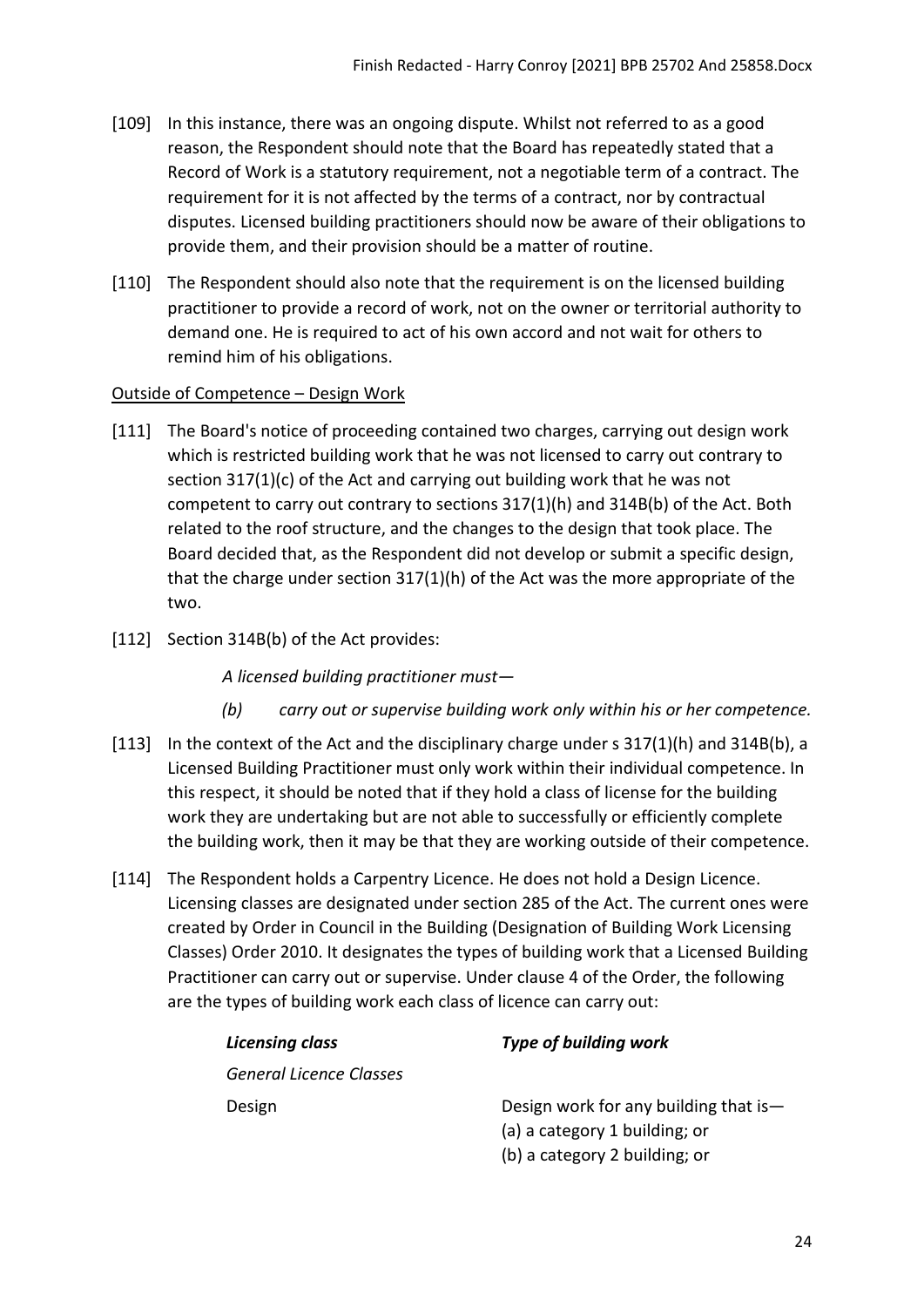[109] In this instance, there was an ongoing dispute. Whilst not referred to as a good reason, the Respondent should note that the Board has repeatedly stated that a Record of Work is a statutory requirement, not a negotiable term of a contract. The requirement for it is not affected by the terms of a contract, nor by contractual disputes. Licensed building practitioners should now be aware of their obligations to provide them, and their provision should be a matter of routine.

[110] The Respondent should also note that the requirement is on the licensed building practitioner to provide a record of work, not on the owner or territorial authority to demand one. He is required to act of his own accord and not wait for others to remind him of his obligations.

Outside of Competence – Design Work

[111] The Board's notice of proceeding contained two charges, carrying out design work which is restricted building work that he was not licensed to carry out contrary to section 317(1)(c) of the Act and carrying out building work that he was not competent to carry out contrary to sections 317(1)(h) and 314B(b) of the Act. Both related to the roof structure, and the changes to the design that took place. The Board decided that, as the Respondent did not develop or submit a specific design, that the charge under section 317(1)(h) of the Act was the more appropriate of the two.

[112] Section 314B(b) of the Act provides:

> *A licensed building practitioner must—*
>
> *(b) carry out or supervise building work only within his or her competence.*

[113] In the context of the Act and the disciplinary charge under s 317(1)(h) and 314B(b), a Licensed Building Practitioner must only work within their individual competence. In this respect, it should be noted that if they hold a class of license for the building work they are undertaking but are not able to successfully or efficiently complete the building work, then it may be that they are working outside of their competence.

[114] The Respondent holds a Carpentry Licence. He does not hold a Design Licence. Licensing classes are designated under section 285 of the Act. The current ones were created by Order in Council in the Building (Designation of Building Work Licensing Classes) Order 2010. It designates the types of building work that a Licensed Building Practitioner can carry out or supervise. Under clause 4 of the Order, the following are the types of building work each class of licence can carry out:

| *Licensing class* | *Type of building work* |
|---|---|
| *General Licence Classes* | |
| Design | Design work for any building that is—<br>(a) a category 1 building; or<br>(b) a category 2 building; or |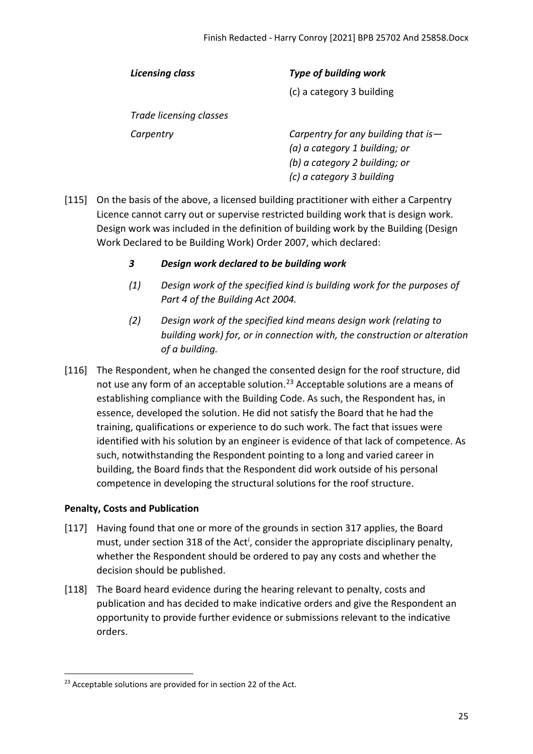| *Licensing class* | *Type of building work* |
| --- | --- |
| | (c) a category 3 building |
| *Trade licensing classes* | |
| *Carpentry* | *Carpentry for any building that is—*<br>*(a) a category 1 building; or*<br>*(b) a category 2 building; or*<br>*(c) a category 3 building* |

[115] On the basis of the above, a licensed building practitioner with either a Carpentry Licence cannot carry out or supervise restricted building work that is design work. Design work was included in the definition of building work by the Building (Design Work Declared to be Building Work) Order 2007, which declared:

> ***3 Design work declared to be building work***
>
> *(1) Design work of the specified kind is building work for the purposes of Part 4 of the Building Act 2004.*
>
> *(2) Design work of the specified kind means design work (relating to building work) for, or in connection with, the construction or alteration of a building.*

[116] The Respondent, when he changed the consented design for the roof structure, did not use any form of an acceptable solution.[23] Acceptable solutions are a means of establishing compliance with the Building Code. As such, the Respondent has, in essence, developed the solution. He did not satisfy the Board that he had the training, qualifications or experience to do such work. The fact that issues were identified with his solution by an engineer is evidence of that lack of competence. As such, notwithstanding the Respondent pointing to a long and varied career in building, the Board finds that the Respondent did work outside of his personal competence in developing the structural solutions for the roof structure.

**Penalty, Costs and Publication**

[117] Having found that one or more of the grounds in section 317 applies, the Board must, under section 318 of the Act[i], consider the appropriate disciplinary penalty, whether the Respondent should be ordered to pay any costs and whether the decision should be published.

[118] The Board heard evidence during the hearing relevant to penalty, costs and publication and has decided to make indicative orders and give the Respondent an opportunity to provide further evidence or submissions relevant to the indicative orders.

[23] Acceptable solutions are provided for in section 22 of the Act.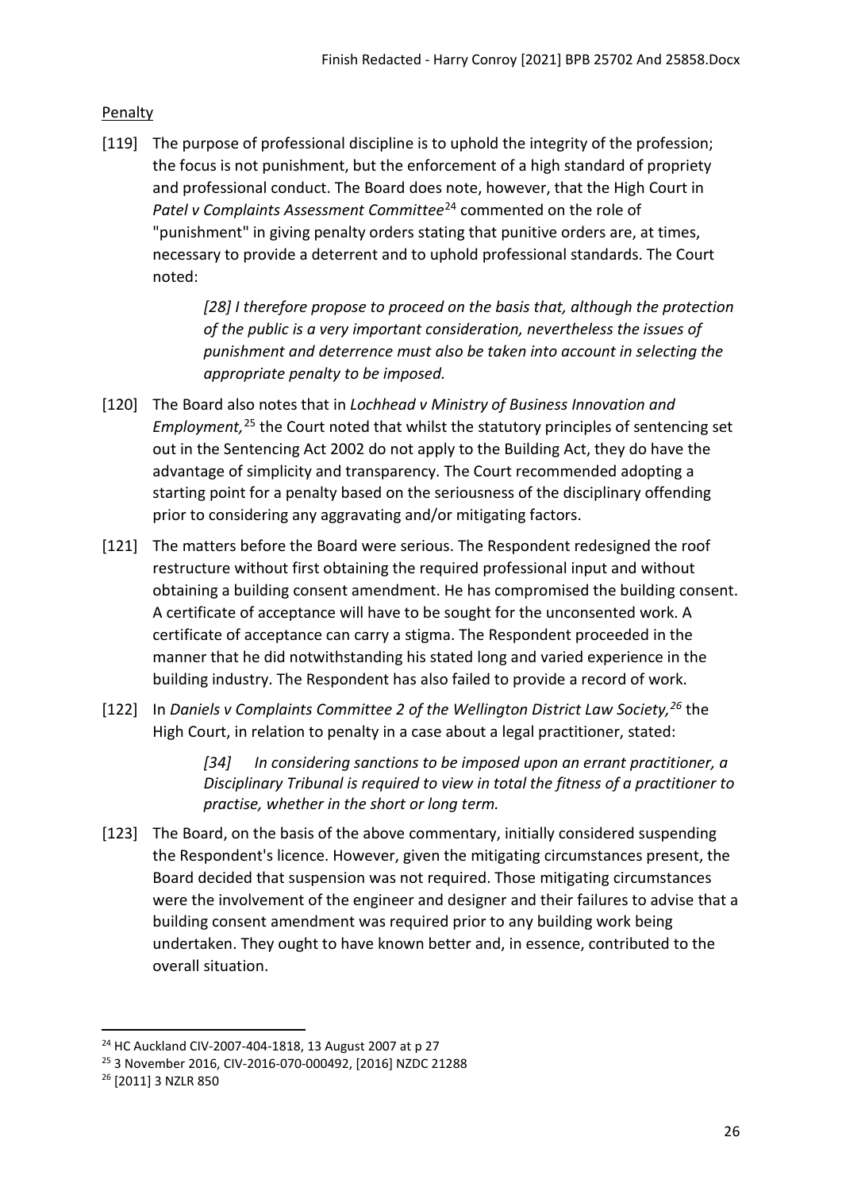Penalty

[119] The purpose of professional discipline is to uphold the integrity of the profession; the focus is not punishment, but the enforcement of a high standard of propriety and professional conduct. The Board does note, however, that the High Court in *Patel v Complaints Assessment Committee*[24] commented on the role of "punishment" in giving penalty orders stating that punitive orders are, at times, necessary to provide a deterrent and to uphold professional standards. The Court noted:

> *[28] I therefore propose to proceed on the basis that, although the protection of the public is a very important consideration, nevertheless the issues of punishment and deterrence must also be taken into account in selecting the appropriate penalty to be imposed.*

[120] The Board also notes that in *Lochhead v Ministry of Business Innovation and Employment,*[25] the Court noted that whilst the statutory principles of sentencing set out in the Sentencing Act 2002 do not apply to the Building Act, they do have the advantage of simplicity and transparency. The Court recommended adopting a starting point for a penalty based on the seriousness of the disciplinary offending prior to considering any aggravating and/or mitigating factors.

[121] The matters before the Board were serious. The Respondent redesigned the roof restructure without first obtaining the required professional input and without obtaining a building consent amendment. He has compromised the building consent. A certificate of acceptance will have to be sought for the unconsented work. A certificate of acceptance can carry a stigma. The Respondent proceeded in the manner that he did notwithstanding his stated long and varied experience in the building industry. The Respondent has also failed to provide a record of work.

[122] In *Daniels v Complaints Committee 2 of the Wellington District Law Society,*[26] the High Court, in relation to penalty in a case about a legal practitioner, stated:

> *[34] In considering sanctions to be imposed upon an errant practitioner, a Disciplinary Tribunal is required to view in total the fitness of a practitioner to practise, whether in the short or long term.*

[123] The Board, on the basis of the above commentary, initially considered suspending the Respondent's licence. However, given the mitigating circumstances present, the Board decided that suspension was not required. Those mitigating circumstances were the involvement of the engineer and designer and their failures to advise that a building consent amendment was required prior to any building work being undertaken. They ought to have known better and, in essence, contributed to the overall situation.

---

[24] HC Auckland CIV-2007-404-1818, 13 August 2007 at p 27

[25] 3 November 2016, CIV-2016-070-000492, [2016] NZDC 21288

[26] [2011] 3 NZLR 850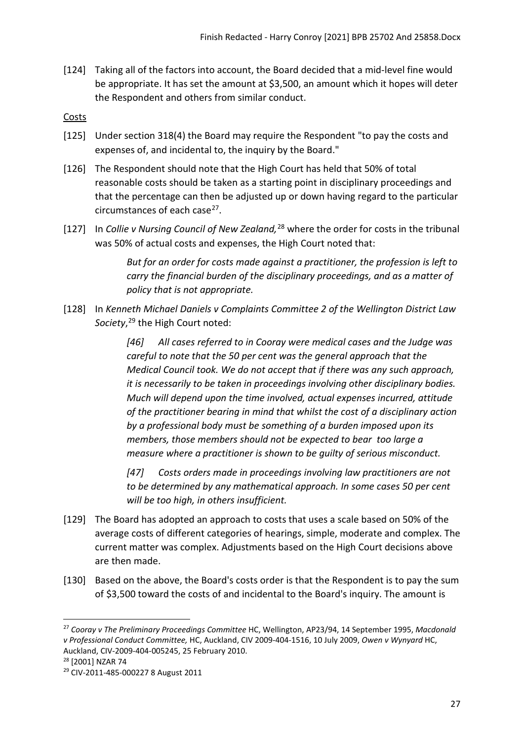[124] Taking all of the factors into account, the Board decided that a mid-level fine would be appropriate. It has set the amount at $3,500, an amount which it hopes will deter the Respondent and others from similar conduct.

Costs

[125] Under section 318(4) the Board may require the Respondent "to pay the costs and expenses of, and incidental to, the inquiry by the Board."

[126] The Respondent should note that the High Court has held that 50% of total reasonable costs should be taken as a starting point in disciplinary proceedings and that the percentage can then be adjusted up or down having regard to the particular circumstances of each case[27].

[127] In *Collie v Nursing Council of New Zealand,*[28] where the order for costs in the tribunal was 50% of actual costs and expenses, the High Court noted that:

> *But for an order for costs made against a practitioner, the profession is left to carry the financial burden of the disciplinary proceedings, and as a matter of policy that is not appropriate.*

[128] In *Kenneth Michael Daniels v Complaints Committee 2 of the Wellington District Law Society*,[29] the High Court noted:

> *[46] All cases referred to in Cooray were medical cases and the Judge was careful to note that the 50 per cent was the general approach that the Medical Council took. We do not accept that if there was any such approach, it is necessarily to be taken in proceedings involving other disciplinary bodies. Much will depend upon the time involved, actual expenses incurred, attitude of the practitioner bearing in mind that whilst the cost of a disciplinary action by a professional body must be something of a burden imposed upon its members, those members should not be expected to bear too large a measure where a practitioner is shown to be guilty of serious misconduct.*
>
> *[47] Costs orders made in proceedings involving law practitioners are not to be determined by any mathematical approach. In some cases 50 per cent will be too high, in others insufficient.*

[129] The Board has adopted an approach to costs that uses a scale based on 50% of the average costs of different categories of hearings, simple, moderate and complex. The current matter was complex. Adjustments based on the High Court decisions above are then made.

[130] Based on the above, the Board's costs order is that the Respondent is to pay the sum of $3,500 toward the costs of and incidental to the Board's inquiry. The amount is

---

[27] *Cooray v The Preliminary Proceedings Committee* HC, Wellington, AP23/94, 14 September 1995, *Macdonald v Professional Conduct Committee,* HC, Auckland, CIV 2009-404-1516, 10 July 2009, *Owen v Wynyard* HC, Auckland, CIV-2009-404-005245, 25 February 2010.

[28] [2001] NZAR 74

[29] CIV-2011-485-000227 8 August 2011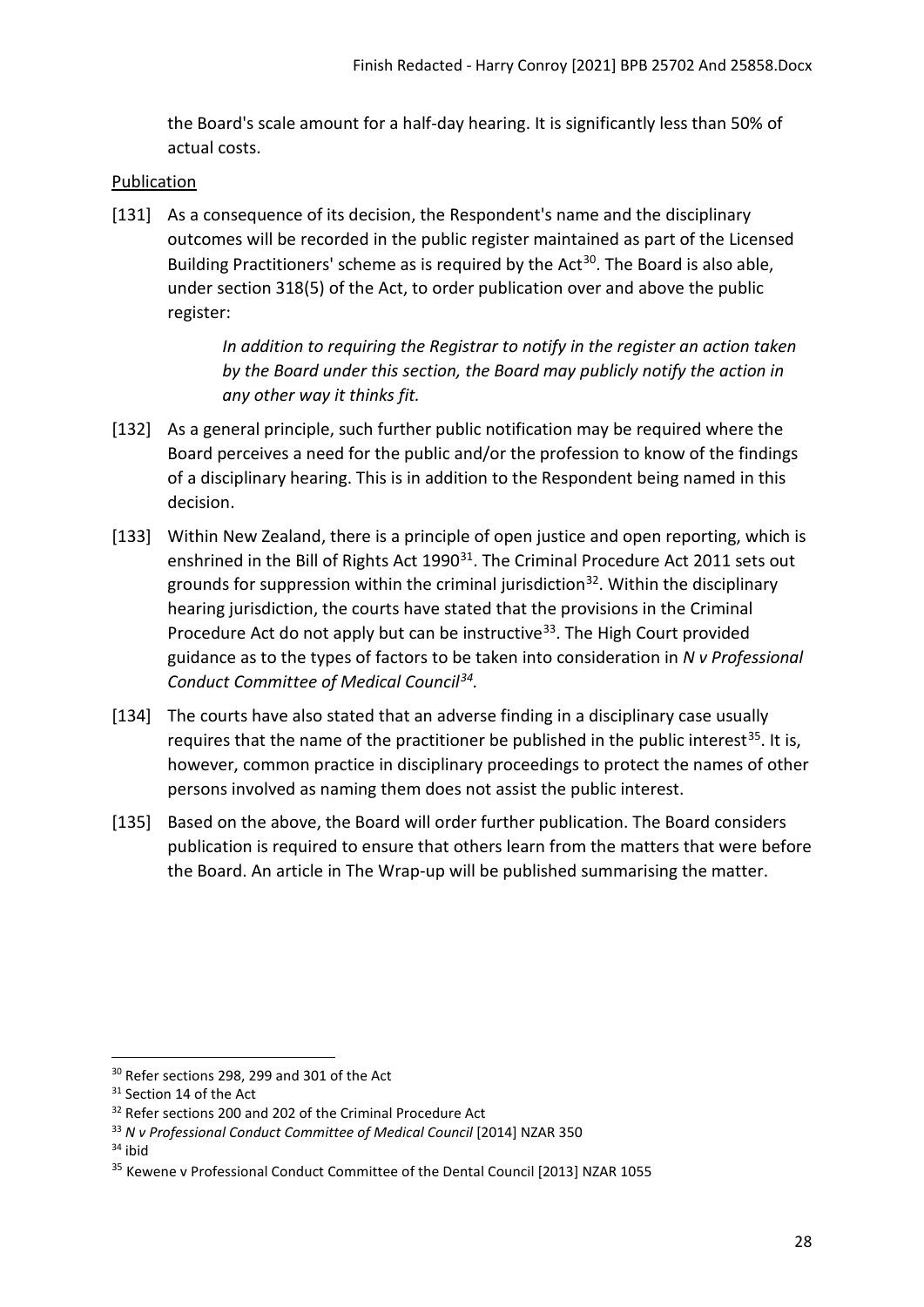the Board's scale amount for a half-day hearing. It is significantly less than 50% of actual costs.

Publication

[131] As a consequence of its decision, the Respondent's name and the disciplinary outcomes will be recorded in the public register maintained as part of the Licensed Building Practitioners' scheme as is required by the Act[30]. The Board is also able, under section 318(5) of the Act, to order publication over and above the public register:

> *In addition to requiring the Registrar to notify in the register an action taken by the Board under this section, the Board may publicly notify the action in any other way it thinks fit.*

[132] As a general principle, such further public notification may be required where the Board perceives a need for the public and/or the profession to know of the findings of a disciplinary hearing. This is in addition to the Respondent being named in this decision.

[133] Within New Zealand, there is a principle of open justice and open reporting, which is enshrined in the Bill of Rights Act 1990[31]. The Criminal Procedure Act 2011 sets out grounds for suppression within the criminal jurisdiction[32]. Within the disciplinary hearing jurisdiction, the courts have stated that the provisions in the Criminal Procedure Act do not apply but can be instructive[33]. The High Court provided guidance as to the types of factors to be taken into consideration in *N v Professional Conduct Committee of Medical Council*[34].

[134] The courts have also stated that an adverse finding in a disciplinary case usually requires that the name of the practitioner be published in the public interest[35]. It is, however, common practice in disciplinary proceedings to protect the names of other persons involved as naming them does not assist the public interest.

[135] Based on the above, the Board will order further publication. The Board considers publication is required to ensure that others learn from the matters that were before the Board. An article in The Wrap-up will be published summarising the matter.

---

[30] Refer sections 298, 299 and 301 of the Act

[31] Section 14 of the Act

[32] Refer sections 200 and 202 of the Criminal Procedure Act

[33] *N v Professional Conduct Committee of Medical Council* [2014] NZAR 350

[34] ibid

[35] Kewene v Professional Conduct Committee of the Dental Council [2013] NZAR 1055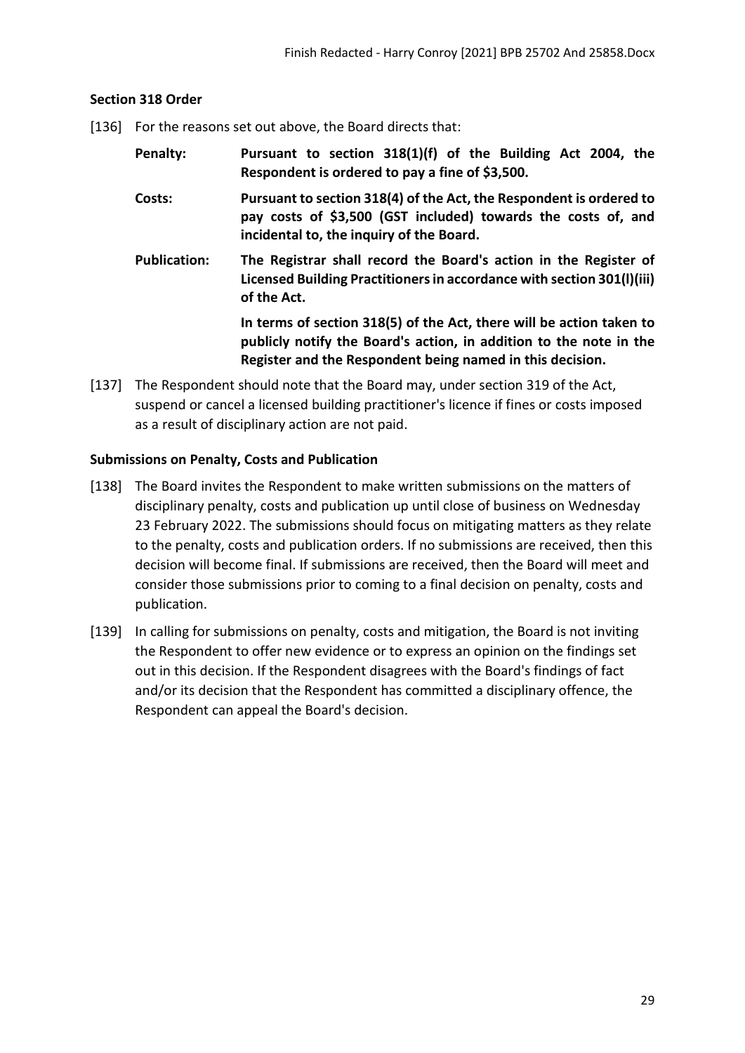### Section 318 Order

[136] For the reasons set out above, the Board directs that:

**Penalty:** **Pursuant to section 318(1)(f) of the Building Act 2004, the Respondent is ordered to pay a fine of $3,500.**

**Costs:** **Pursuant to section 318(4) of the Act, the Respondent is ordered to pay costs of $3,500 (GST included) towards the costs of, and incidental to, the inquiry of the Board.**

**Publication:** **The Registrar shall record the Board's action in the Register of Licensed Building Practitioners in accordance with section 301(l)(iii) of the Act.**

**In terms of section 318(5) of the Act, there will be action taken to publicly notify the Board's action, in addition to the note in the Register and the Respondent being named in this decision.**

[137] The Respondent should note that the Board may, under section 319 of the Act, suspend or cancel a licensed building practitioner's licence if fines or costs imposed as a result of disciplinary action are not paid.

### Submissions on Penalty, Costs and Publication

[138] The Board invites the Respondent to make written submissions on the matters of disciplinary penalty, costs and publication up until close of business on Wednesday 23 February 2022. The submissions should focus on mitigating matters as they relate to the penalty, costs and publication orders. If no submissions are received, then this decision will become final. If submissions are received, then the Board will meet and consider those submissions prior to coming to a final decision on penalty, costs and publication.

[139] In calling for submissions on penalty, costs and mitigation, the Board is not inviting the Respondent to offer new evidence or to express an opinion on the findings set out in this decision. If the Respondent disagrees with the Board's findings of fact and/or its decision that the Respondent has committed a disciplinary offence, the Respondent can appeal the Board's decision.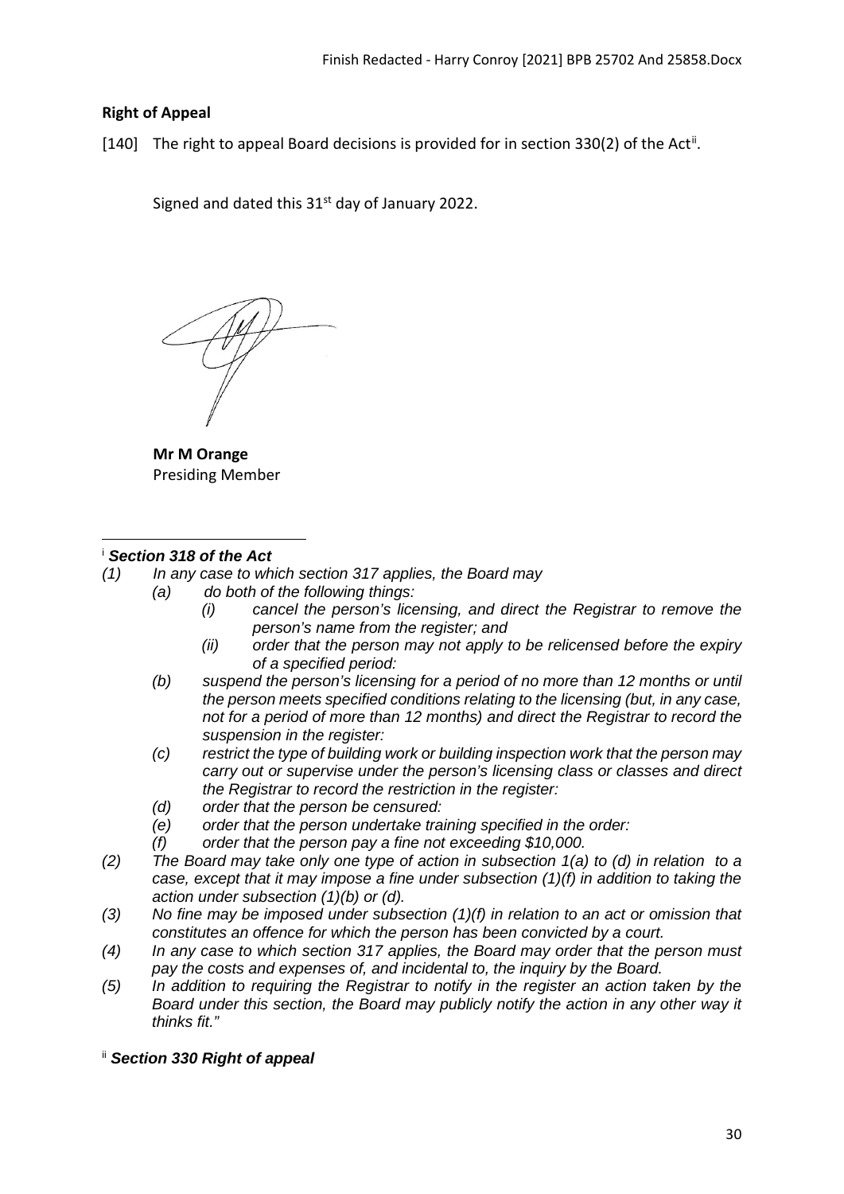**Right of Appeal**

[140] The right to appeal Board decisions is provided for in section 330(2) of the Act[ii].

Signed and dated this 31st day of January 2022.

**Mr M Orange**
Presiding Member

---

[i] ***Section 318 of the Act***

*(1) In any case to which section 317 applies, the Board may*

*(a) do both of the following things:*

*(i) cancel the person's licensing, and direct the Registrar to remove the person's name from the register; and*

*(ii) order that the person may not apply to be relicensed before the expiry of a specified period:*

*(b) suspend the person's licensing for a period of no more than 12 months or until the person meets specified conditions relating to the licensing (but, in any case, not for a period of more than 12 months) and direct the Registrar to record the suspension in the register:*

*(c) restrict the type of building work or building inspection work that the person may carry out or supervise under the person's licensing class or classes and direct the Registrar to record the restriction in the register:*

*(d) order that the person be censured:*

*(e) order that the person undertake training specified in the order:*

*(f) order that the person pay a fine not exceeding $10,000.*

*(2) The Board may take only one type of action in subsection 1(a) to (d) in relation to a case, except that it may impose a fine under subsection (1)(f) in addition to taking the action under subsection (1)(b) or (d).*

*(3) No fine may be imposed under subsection (1)(f) in relation to an act or omission that constitutes an offence for which the person has been convicted by a court.*

*(4) In any case to which section 317 applies, the Board may order that the person must pay the costs and expenses of, and incidental to, the inquiry by the Board.*

*(5) In addition to requiring the Registrar to notify in the register an action taken by the Board under this section, the Board may publicly notify the action in any other way it thinks fit."*

[ii] ***Section 330 Right of appeal***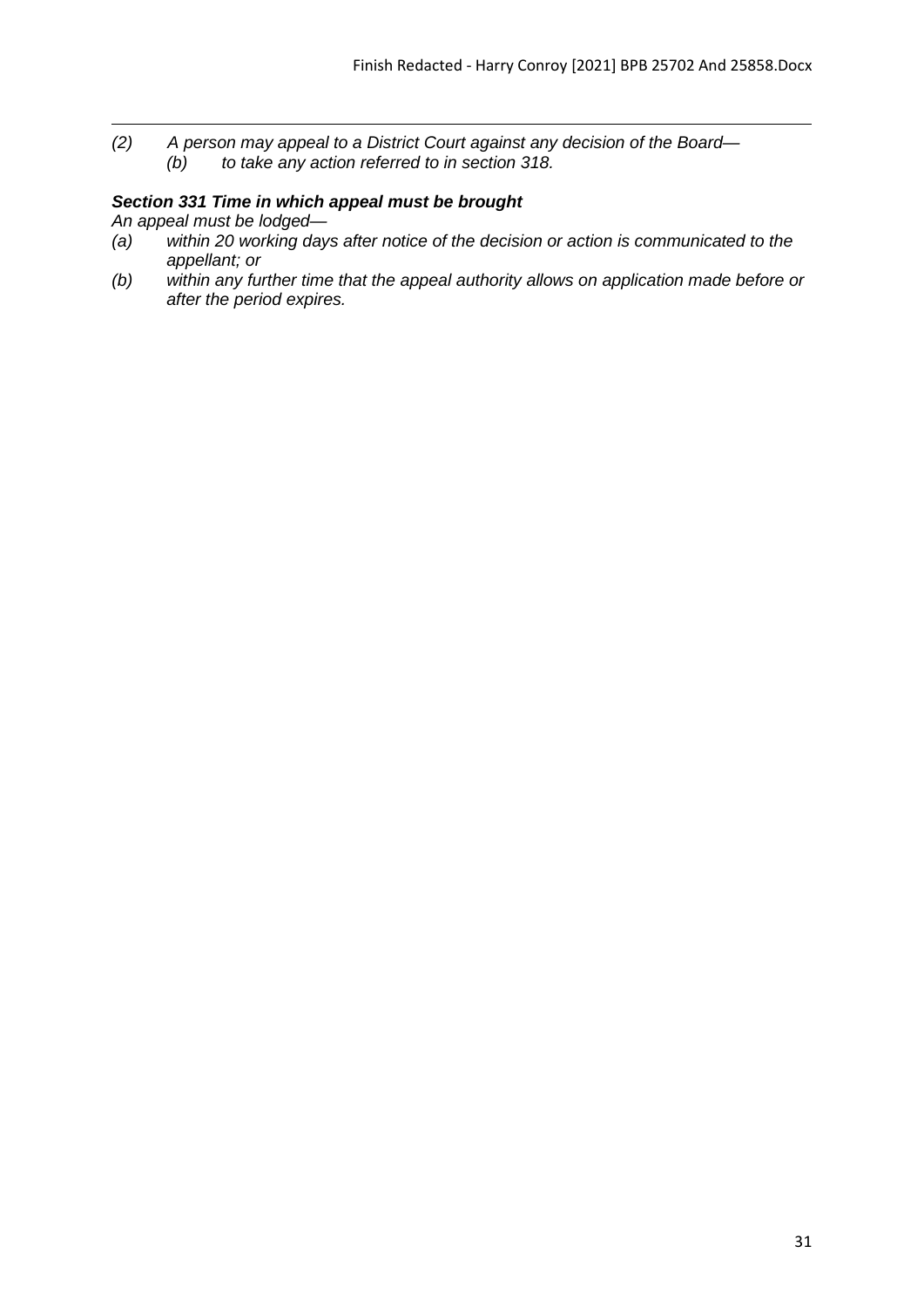*(2) A person may appeal to a District Court against any decision of the Board—*
*(b) to take any action referred to in section 318.*

***Section 331 Time in which appeal must be brought***

*An appeal must be lodged—*

*(a) within 20 working days after notice of the decision or action is communicated to the appellant; or*

*(b) within any further time that the appeal authority allows on application made before or after the period expires.*